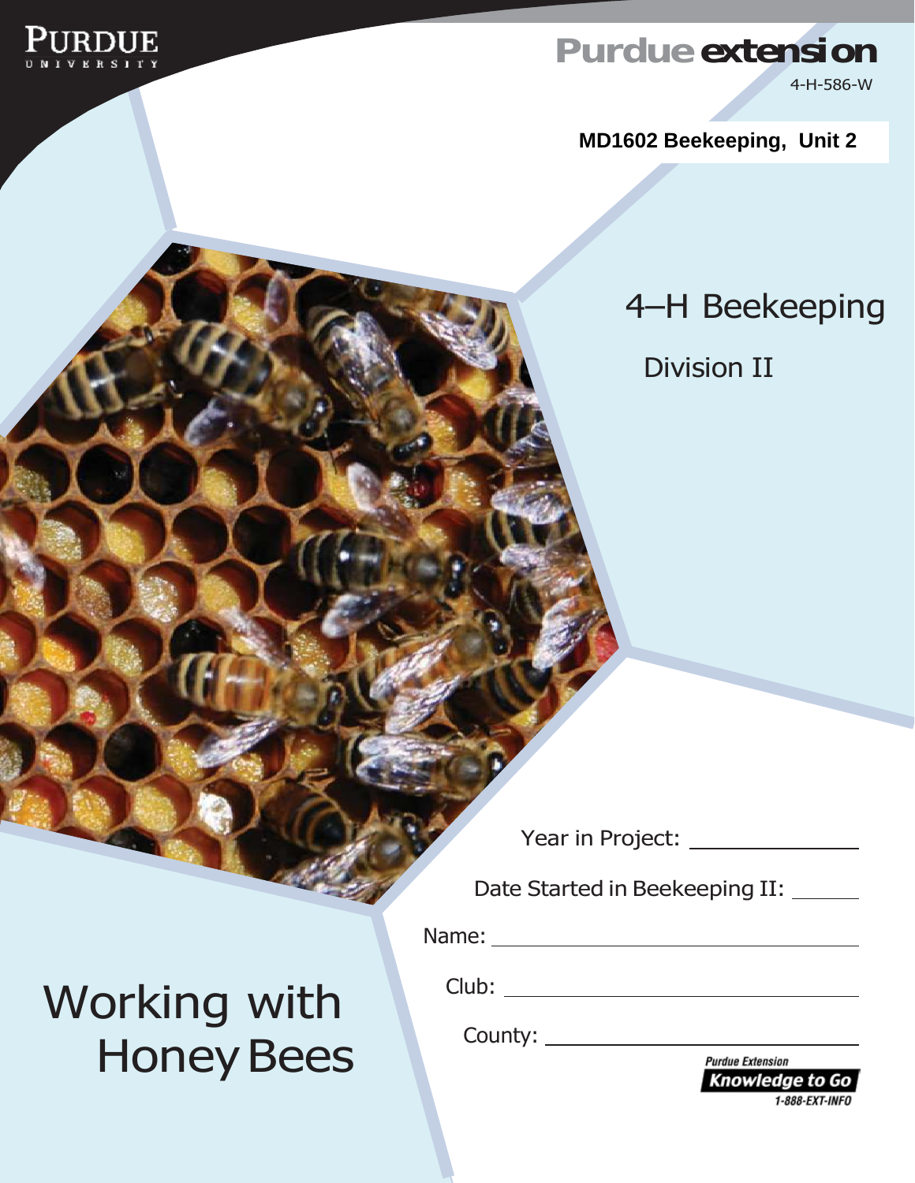PURDUE UNIVERSITY

Purdue extension

4-H-586-W

**MD1602 Beekeeping, Unit 2**

# 4–H Beekeeping

## Division II

Year in Project: ____________

Date Started in Beekeeping II: ______

Name: ______________________

Club: ______________________

County: ______________________

# Working with Honey Bees

Purdue Extension
Knowledge to Go
1-888-EXT-INFO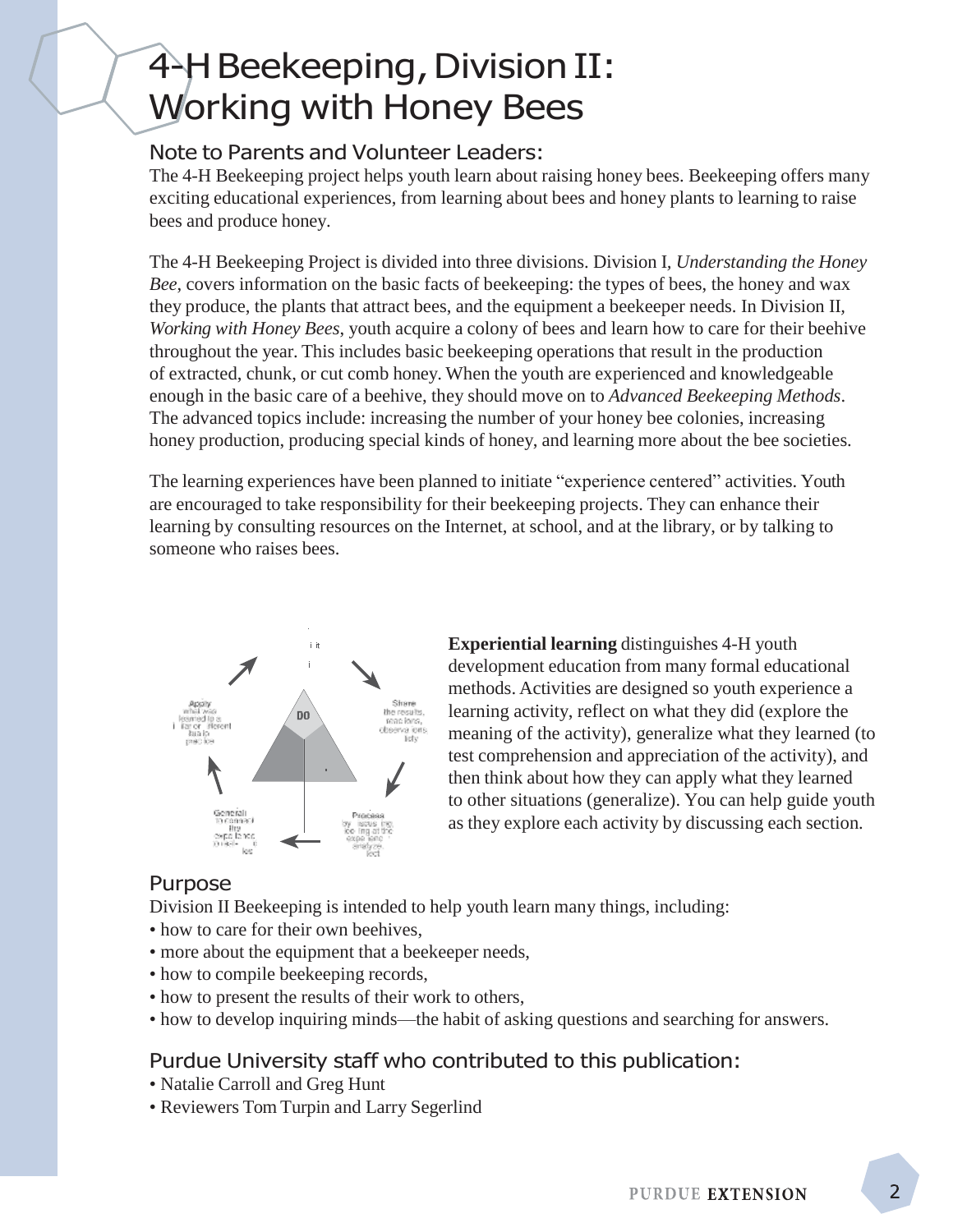# 4-H Beekeeping, Division II: Working with Honey Bees

## Note to Parents and Volunteer Leaders:

The 4-H Beekeeping project helps youth learn about raising honey bees. Beekeeping offers many exciting educational experiences, from learning about bees and honey plants to learning to raise bees and produce honey.

The 4-H Beekeeping Project is divided into three divisions. Division I, *Understanding the Honey Bee*, covers information on the basic facts of beekeeping: the types of bees, the honey and wax they produce, the plants that attract bees, and the equipment a beekeeper needs. In Division II, *Working with Honey Bees*, youth acquire a colony of bees and learn how to care for their beehive throughout the year. This includes basic beekeeping operations that result in the production of extracted, chunk, or cut comb honey. When the youth are experienced and knowledgeable enough in the basic care of a beehive, they should move on to *Advanced Beekeeping Methods*. The advanced topics include: increasing the number of your honey bee colonies, increasing honey production, producing special kinds of honey, and learning more about the bee societies.

The learning experiences have been planned to initiate "experience centered" activities. Youth are encouraged to take responsibility for their beekeeping projects. They can enhance their learning by consulting resources on the Internet, at school, and at the library, or by talking to someone who raises bees.

**Experiential learning** distinguishes 4-H youth development education from many formal educational methods. Activities are designed so youth experience a learning activity, reflect on what they did (explore the meaning of the activity), generalize what they learned (to test comprehension and appreciation of the activity), and then think about how they can apply what they learned to other situations (generalize). You can help guide youth as they explore each activity by discussing each section.

## Purpose

Division II Beekeeping is intended to help youth learn many things, including:

- how to care for their own beehives,
- more about the equipment that a beekeeper needs,
- how to compile beekeeping records,
- how to present the results of their work to others,
- how to develop inquiring minds—the habit of asking questions and searching for answers.

## Purdue University staff who contributed to this publication:

- Natalie Carroll and Greg Hunt
- Reviewers Tom Turpin and Larry Segerlind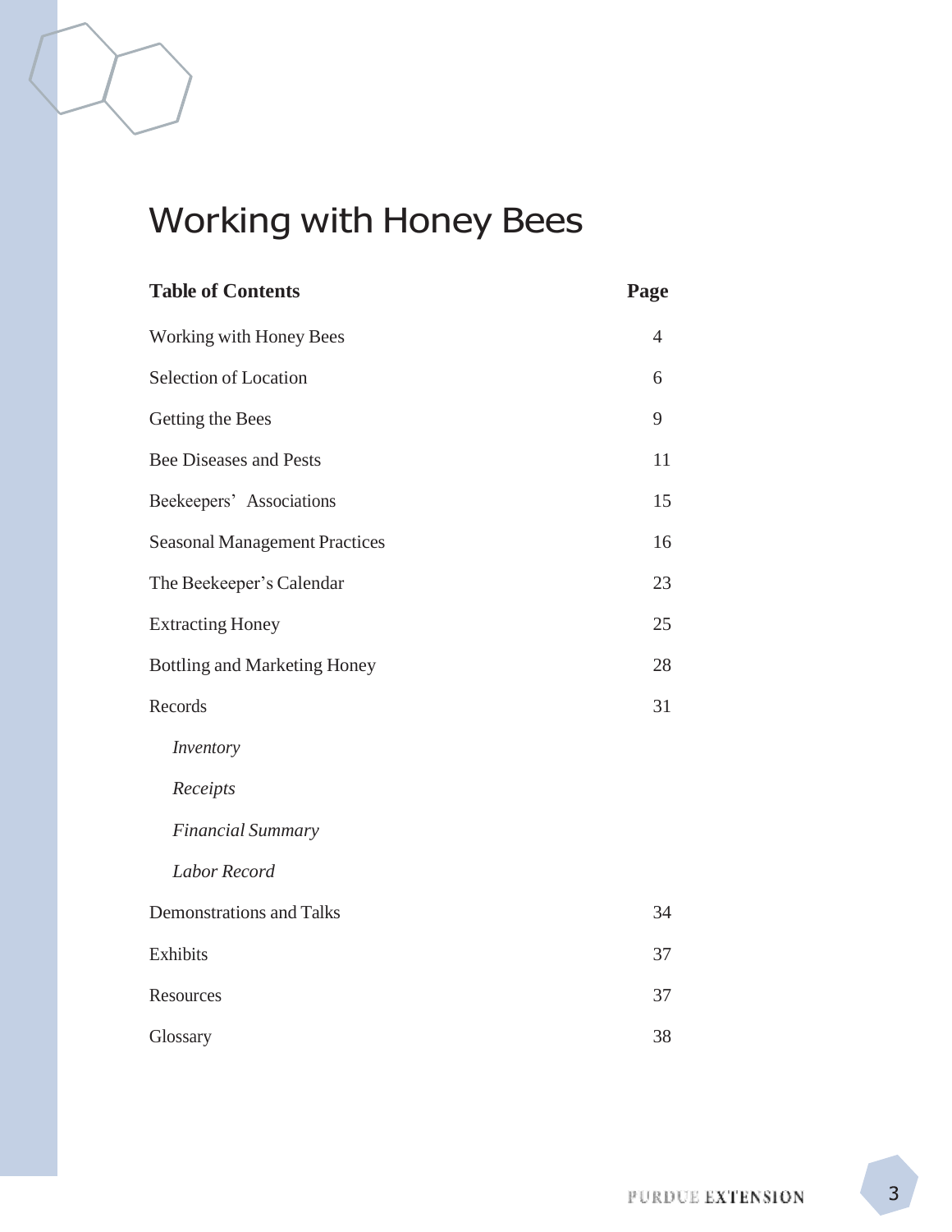# Working with Honey Bees

| Table of Contents | Page |
|---|---|
| Working with Honey Bees | 4 |
| Selection of Location | 6 |
| Getting the Bees | 9 |
| Bee Diseases and Pests | 11 |
| Beekeepers' Associations | 15 |
| Seasonal Management Practices | 16 |
| The Beekeeper's Calendar | 23 |
| Extracting Honey | 25 |
| Bottling and Marketing Honey | 28 |
| Records | 31 |
| *Inventory* | |
| *Receipts* | |
| *Financial Summary* | |
| *Labor Record* | |
| Demonstrations and Talks | 34 |
| Exhibits | 37 |
| Resources | 37 |
| Glossary | 38 |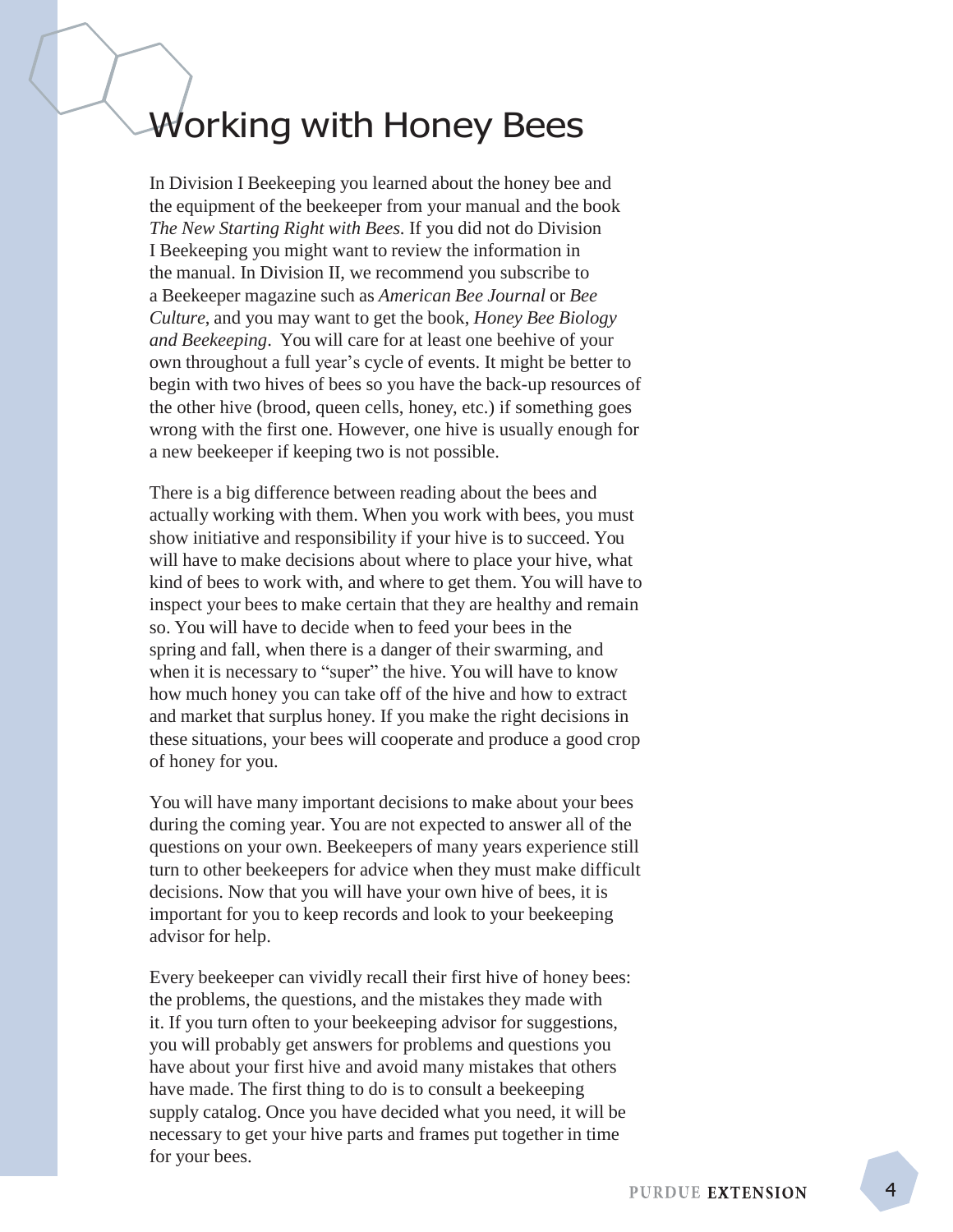# Working with Honey Bees

In Division I Beekeeping you learned about the honey bee and the equipment of the beekeeper from your manual and the book *The New Starting Right with Bees.* If you did not do Division I Beekeeping you might want to review the information in the manual. In Division II, we recommend you subscribe to a Beekeeper magazine such as *American Bee Journal* or *Bee Culture*, and you may want to get the book, *Honey Bee Biology and Beekeeping*. You will care for at least one beehive of your own throughout a full year's cycle of events. It might be better to begin with two hives of bees so you have the back-up resources of the other hive (brood, queen cells, honey, etc.) if something goes wrong with the first one. However, one hive is usually enough for a new beekeeper if keeping two is not possible.

There is a big difference between reading about the bees and actually working with them. When you work with bees, you must show initiative and responsibility if your hive is to succeed. You will have to make decisions about where to place your hive, what kind of bees to work with, and where to get them. You will have to inspect your bees to make certain that they are healthy and remain so. You will have to decide when to feed your bees in the spring and fall, when there is a danger of their swarming, and when it is necessary to "super" the hive. You will have to know how much honey you can take off of the hive and how to extract and market that surplus honey. If you make the right decisions in these situations, your bees will cooperate and produce a good crop of honey for you.

You will have many important decisions to make about your bees during the coming year. You are not expected to answer all of the questions on your own. Beekeepers of many years experience still turn to other beekeepers for advice when they must make difficult decisions. Now that you will have your own hive of bees, it is important for you to keep records and look to your beekeeping advisor for help.

Every beekeeper can vividly recall their first hive of honey bees: the problems, the questions, and the mistakes they made with it. If you turn often to your beekeeping advisor for suggestions, you will probably get answers for problems and questions you have about your first hive and avoid many mistakes that others have made. The first thing to do is to consult a beekeeping supply catalog. Once you have decided what you need, it will be necessary to get your hive parts and frames put together in time for your bees.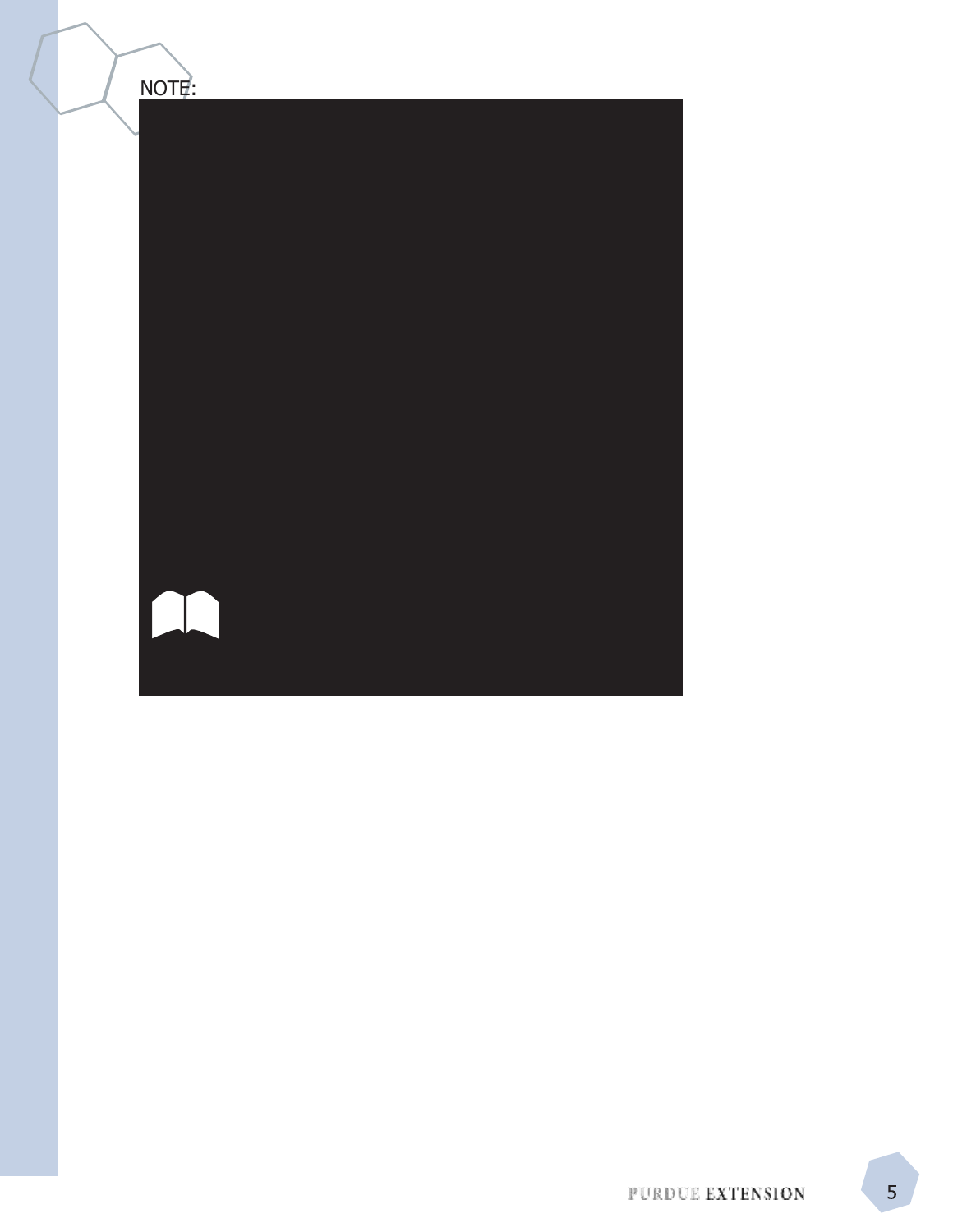NOTE: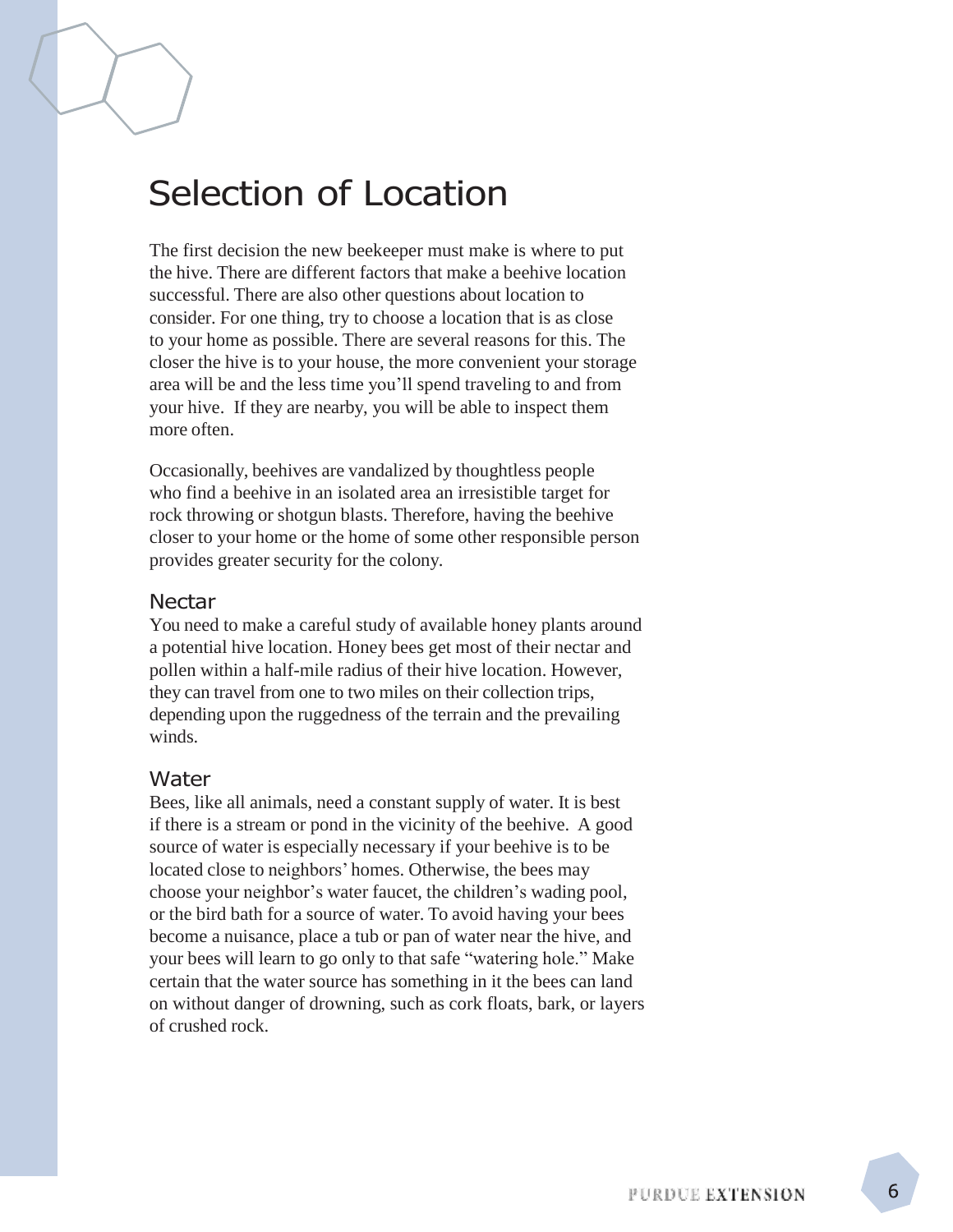# Selection of Location

The first decision the new beekeeper must make is where to put the hive. There are different factors that make a beehive location successful. There are also other questions about location to consider. For one thing, try to choose a location that is as close to your home as possible. There are several reasons for this. The closer the hive is to your house, the more convenient your storage area will be and the less time you'll spend traveling to and from your hive. If they are nearby, you will be able to inspect them more often.

Occasionally, beehives are vandalized by thoughtless people who find a beehive in an isolated area an irresistible target for rock throwing or shotgun blasts. Therefore, having the beehive closer to your home or the home of some other responsible person provides greater security for the colony.

## Nectar

You need to make a careful study of available honey plants around a potential hive location. Honey bees get most of their nectar and pollen within a half-mile radius of their hive location. However, they can travel from one to two miles on their collection trips, depending upon the ruggedness of the terrain and the prevailing winds.

## Water

Bees, like all animals, need a constant supply of water. It is best if there is a stream or pond in the vicinity of the beehive. A good source of water is especially necessary if your beehive is to be located close to neighbors' homes. Otherwise, the bees may choose your neighbor's water faucet, the children's wading pool, or the bird bath for a source of water. To avoid having your bees become a nuisance, place a tub or pan of water near the hive, and your bees will learn to go only to that safe "watering hole." Make certain that the water source has something in it the bees can land on without danger of drowning, such as cork floats, bark, or layers of crushed rock.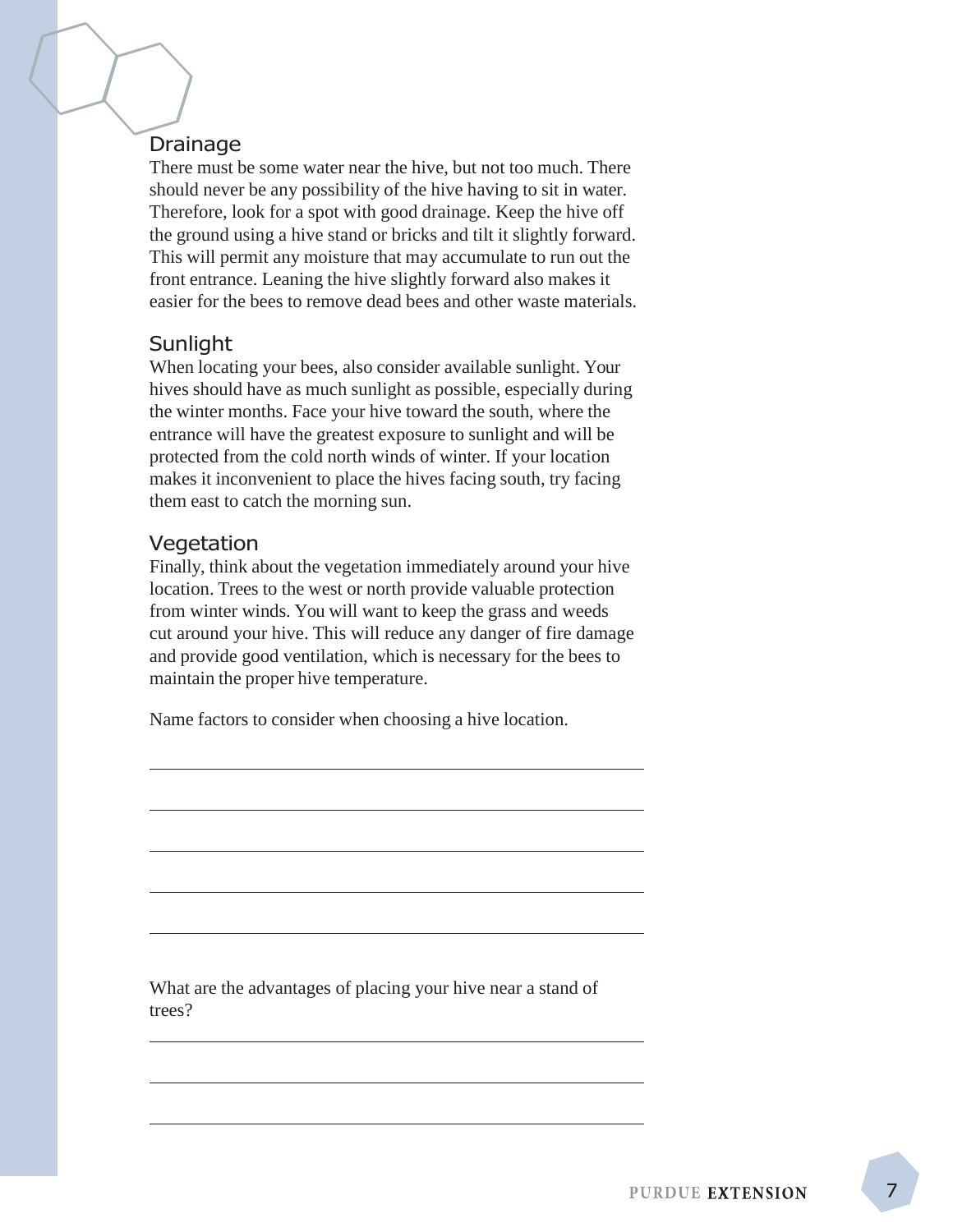## Drainage

There must be some water near the hive, but not too much. There should never be any possibility of the hive having to sit in water. Therefore, look for a spot with good drainage. Keep the hive off the ground using a hive stand or bricks and tilt it slightly forward. This will permit any moisture that may accumulate to run out the front entrance. Leaning the hive slightly forward also makes it easier for the bees to remove dead bees and other waste materials.

## Sunlight

When locating your bees, also consider available sunlight. Your hives should have as much sunlight as possible, especially during the winter months. Face your hive toward the south, where the entrance will have the greatest exposure to sunlight and will be protected from the cold north winds of winter. If your location makes it inconvenient to place the hives facing south, try facing them east to catch the morning sun.

## Vegetation

Finally, think about the vegetation immediately around your hive location. Trees to the west or north provide valuable protection from winter winds. You will want to keep the grass and weeds cut around your hive. This will reduce any danger of fire damage and provide good ventilation, which is necessary for the bees to maintain the proper hive temperature.

Name factors to consider when choosing a hive location.

\_\_\_\_\_\_\_\_\_\_\_\_\_\_\_\_\_\_\_\_\_\_\_\_\_\_\_\_\_\_\_\_\_\_\_\_\_\_\_\_

\_\_\_\_\_\_\_\_\_\_\_\_\_\_\_\_\_\_\_\_\_\_\_\_\_\_\_\_\_\_\_\_\_\_\_\_\_\_\_\_

\_\_\_\_\_\_\_\_\_\_\_\_\_\_\_\_\_\_\_\_\_\_\_\_\_\_\_\_\_\_\_\_\_\_\_\_\_\_\_\_

\_\_\_\_\_\_\_\_\_\_\_\_\_\_\_\_\_\_\_\_\_\_\_\_\_\_\_\_\_\_\_\_\_\_\_\_\_\_\_\_

\_\_\_\_\_\_\_\_\_\_\_\_\_\_\_\_\_\_\_\_\_\_\_\_\_\_\_\_\_\_\_\_\_\_\_\_\_\_\_\_

What are the advantages of placing your hive near a stand of trees?

\_\_\_\_\_\_\_\_\_\_\_\_\_\_\_\_\_\_\_\_\_\_\_\_\_\_\_\_\_\_\_\_\_\_\_\_\_\_\_\_

\_\_\_\_\_\_\_\_\_\_\_\_\_\_\_\_\_\_\_\_\_\_\_\_\_\_\_\_\_\_\_\_\_\_\_\_\_\_\_\_

\_\_\_\_\_\_\_\_\_\_\_\_\_\_\_\_\_\_\_\_\_\_\_\_\_\_\_\_\_\_\_\_\_\_\_\_\_\_\_\_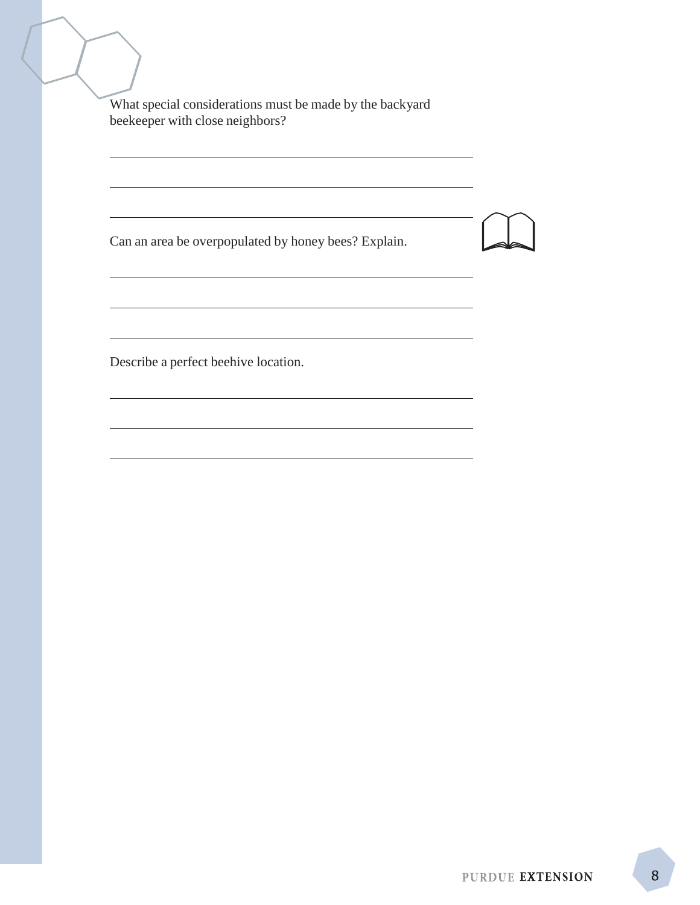What special considerations must be made by the backyard beekeeper with close neighbors?

Can an area be overpopulated by honey bees? Explain.

Describe a perfect beehive location.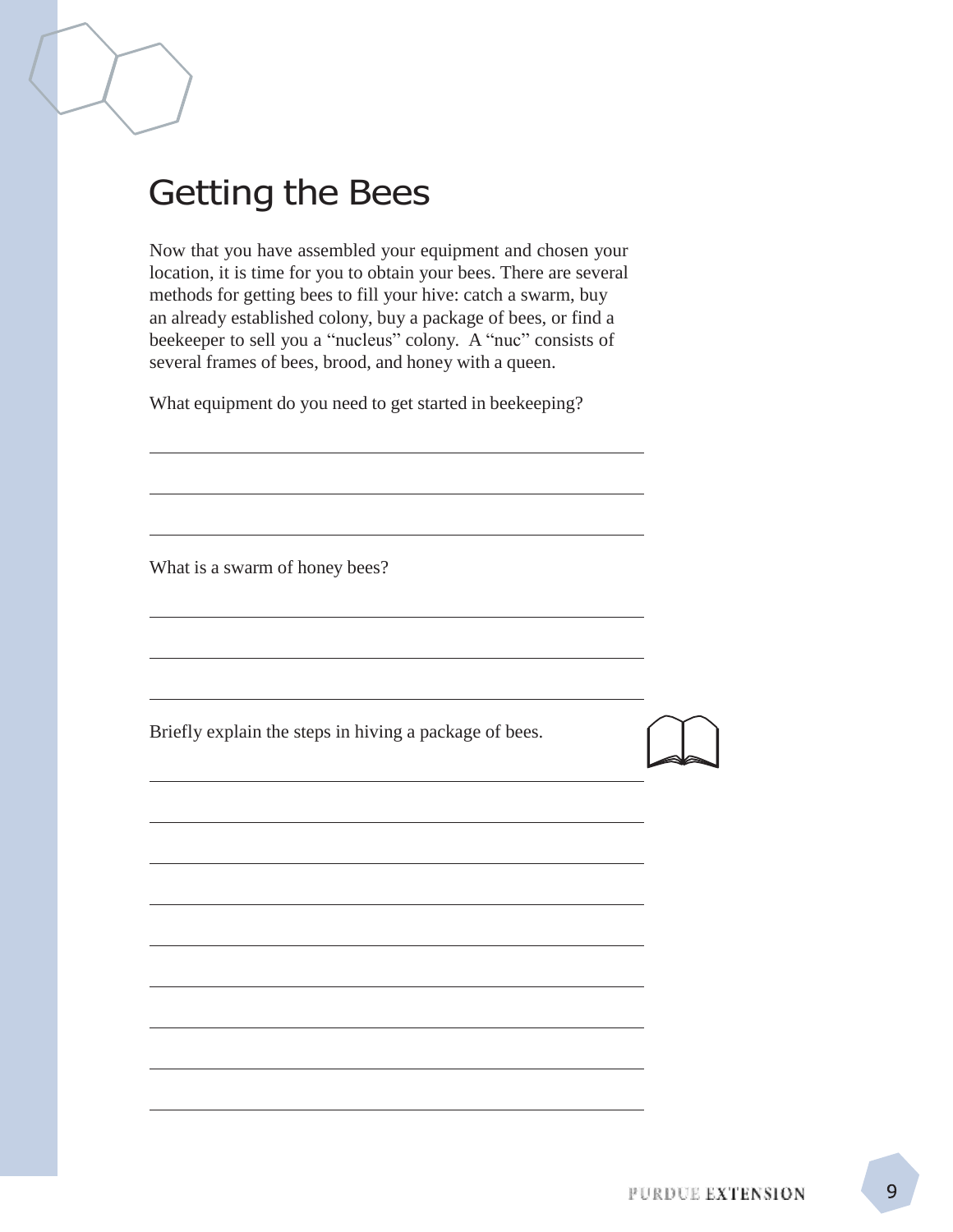# Getting the Bees

Now that you have assembled your equipment and chosen your location, it is time for you to obtain your bees. There are several methods for getting bees to fill your hive: catch a swarm, buy an already established colony, buy a package of bees, or find a beekeeper to sell you a "nucleus" colony. A "nuc" consists of several frames of bees, brood, and honey with a queen.

What equipment do you need to get started in beekeeping?

______________________________________________________

______________________________________________________

______________________________________________________

What is a swarm of honey bees?

______________________________________________________

______________________________________________________

______________________________________________________

Briefly explain the steps in hiving a package of bees.

______________________________________________________

______________________________________________________

______________________________________________________

______________________________________________________

______________________________________________________

______________________________________________________

______________________________________________________

______________________________________________________

______________________________________________________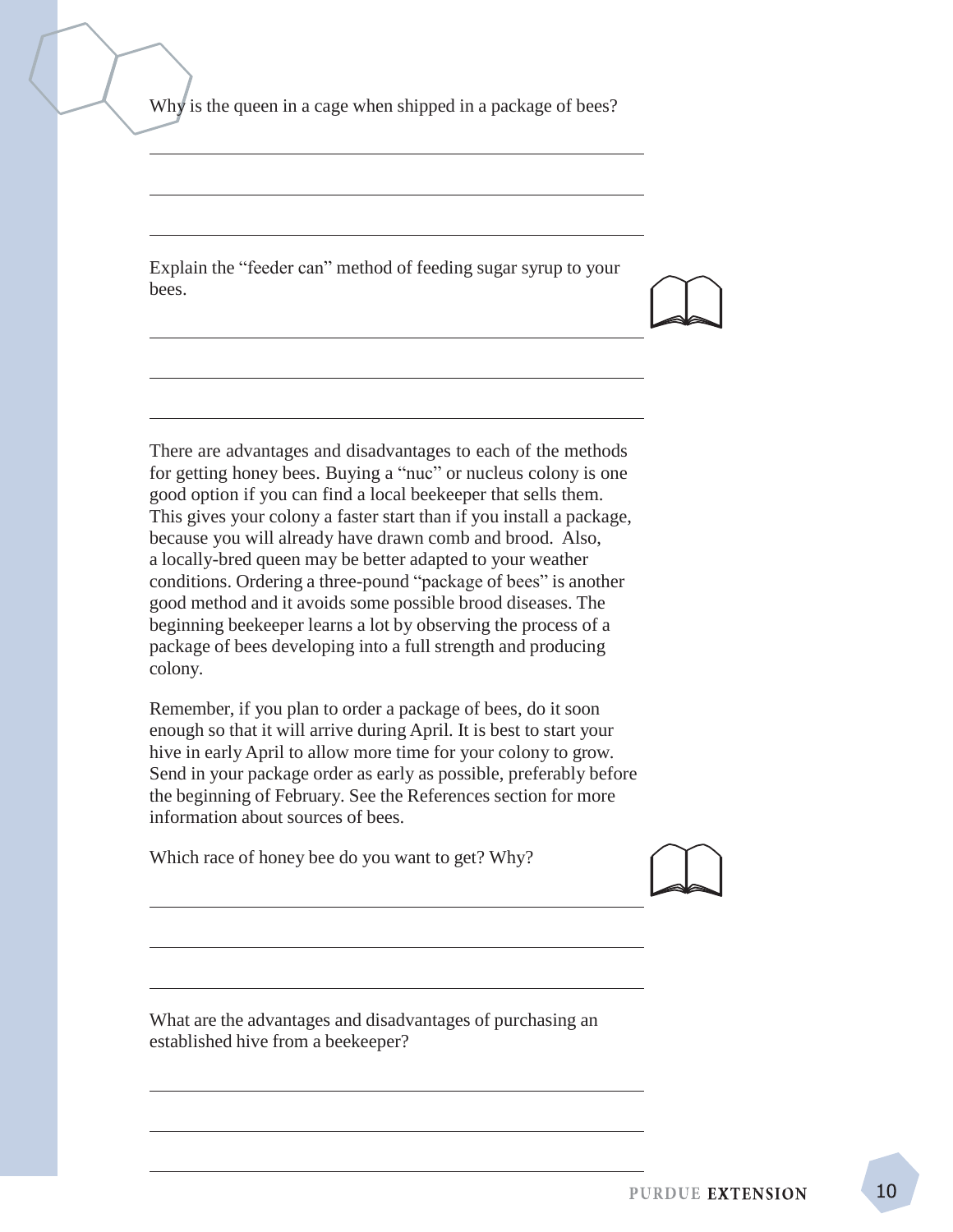Why is the queen in a cage when shipped in a package of bees?

Explain the "feeder can" method of feeding sugar syrup to your bees.

There are advantages and disadvantages to each of the methods for getting honey bees. Buying a "nuc" or nucleus colony is one good option if you can find a local beekeeper that sells them. This gives your colony a faster start than if you install a package, because you will already have drawn comb and brood. Also, a locally-bred queen may be better adapted to your weather conditions. Ordering a three-pound "package of bees" is another good method and it avoids some possible brood diseases. The beginning beekeeper learns a lot by observing the process of a package of bees developing into a full strength and producing colony.

Remember, if you plan to order a package of bees, do it soon enough so that it will arrive during April. It is best to start your hive in early April to allow more time for your colony to grow. Send in your package order as early as possible, preferably before the beginning of February. See the References section for more information about sources of bees.

Which race of honey bee do you want to get? Why?

What are the advantages and disadvantages of purchasing an established hive from a beekeeper?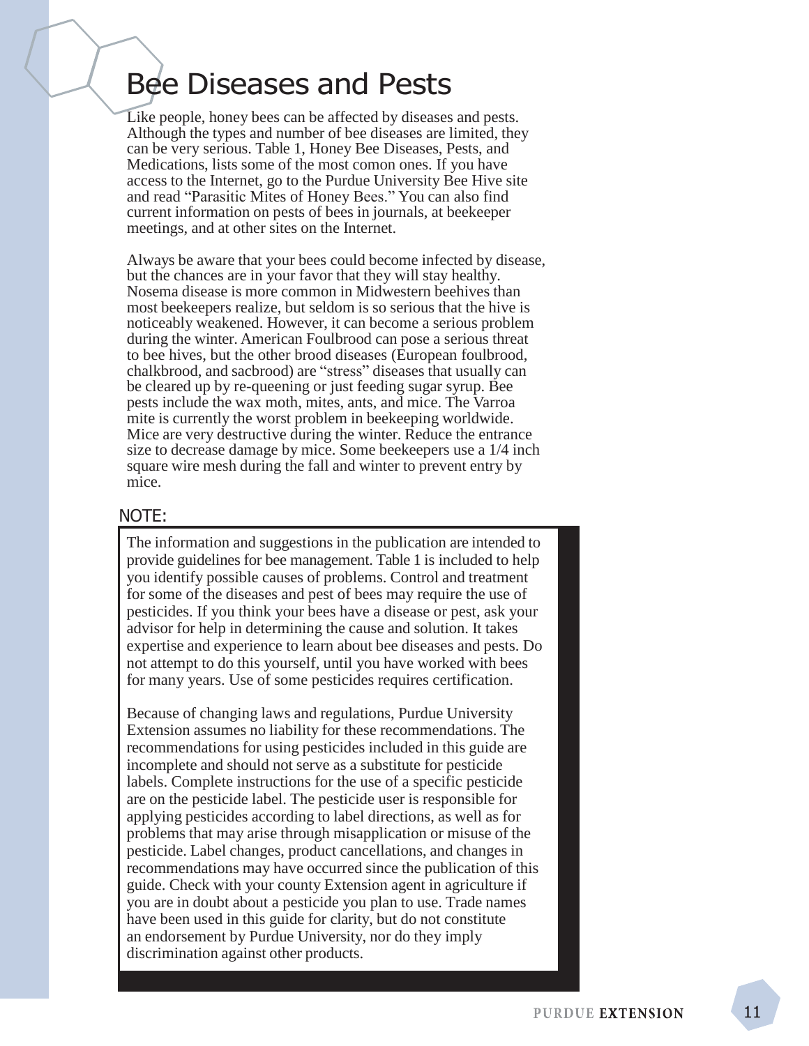# Bee Diseases and Pests

Like people, honey bees can be affected by diseases and pests. Although the types and number of bee diseases are limited, they can be very serious. Table 1, Honey Bee Diseases, Pests, and Medications, lists some of the most comon ones. If you have access to the Internet, go to the Purdue University Bee Hive site and read "Parasitic Mites of Honey Bees." You can also find current information on pests of bees in journals, at beekeeper meetings, and at other sites on the Internet.

Always be aware that your bees could become infected by disease, but the chances are in your favor that they will stay healthy. Nosema disease is more common in Midwestern beehives than most beekeepers realize, but seldom is so serious that the hive is noticeably weakened. However, it can become a serious problem during the winter. American Foulbrood can pose a serious threat to bee hives, but the other brood diseases (European foulbrood, chalkbrood, and sacbrood) are "stress" diseases that usually can be cleared up by re-queening or just feeding sugar syrup. Bee pests include the wax moth, mites, ants, and mice. The Varroa mite is currently the worst problem in beekeeping worldwide. Mice are very destructive during the winter. Reduce the entrance size to decrease damage by mice. Some beekeepers use a 1/4 inch square wire mesh during the fall and winter to prevent entry by mice.

NOTE:

The information and suggestions in the publication are intended to provide guidelines for bee management. Table 1 is included to help you identify possible causes of problems. Control and treatment for some of the diseases and pest of bees may require the use of pesticides. If you think your bees have a disease or pest, ask your advisor for help in determining the cause and solution. It takes expertise and experience to learn about bee diseases and pests. Do not attempt to do this yourself, until you have worked with bees for many years. Use of some pesticides requires certification.

Because of changing laws and regulations, Purdue University Extension assumes no liability for these recommendations. The recommendations for using pesticides included in this guide are incomplete and should not serve as a substitute for pesticide labels. Complete instructions for the use of a specific pesticide are on the pesticide label. The pesticide user is responsible for applying pesticides according to label directions, as well as for problems that may arise through misapplication or misuse of the pesticide. Label changes, product cancellations, and changes in recommendations may have occurred since the publication of this guide. Check with your county Extension agent in agriculture if you are in doubt about a pesticide you plan to use. Trade names have been used in this guide for clarity, but do not constitute an endorsement by Purdue University, nor do they imply discrimination against other products.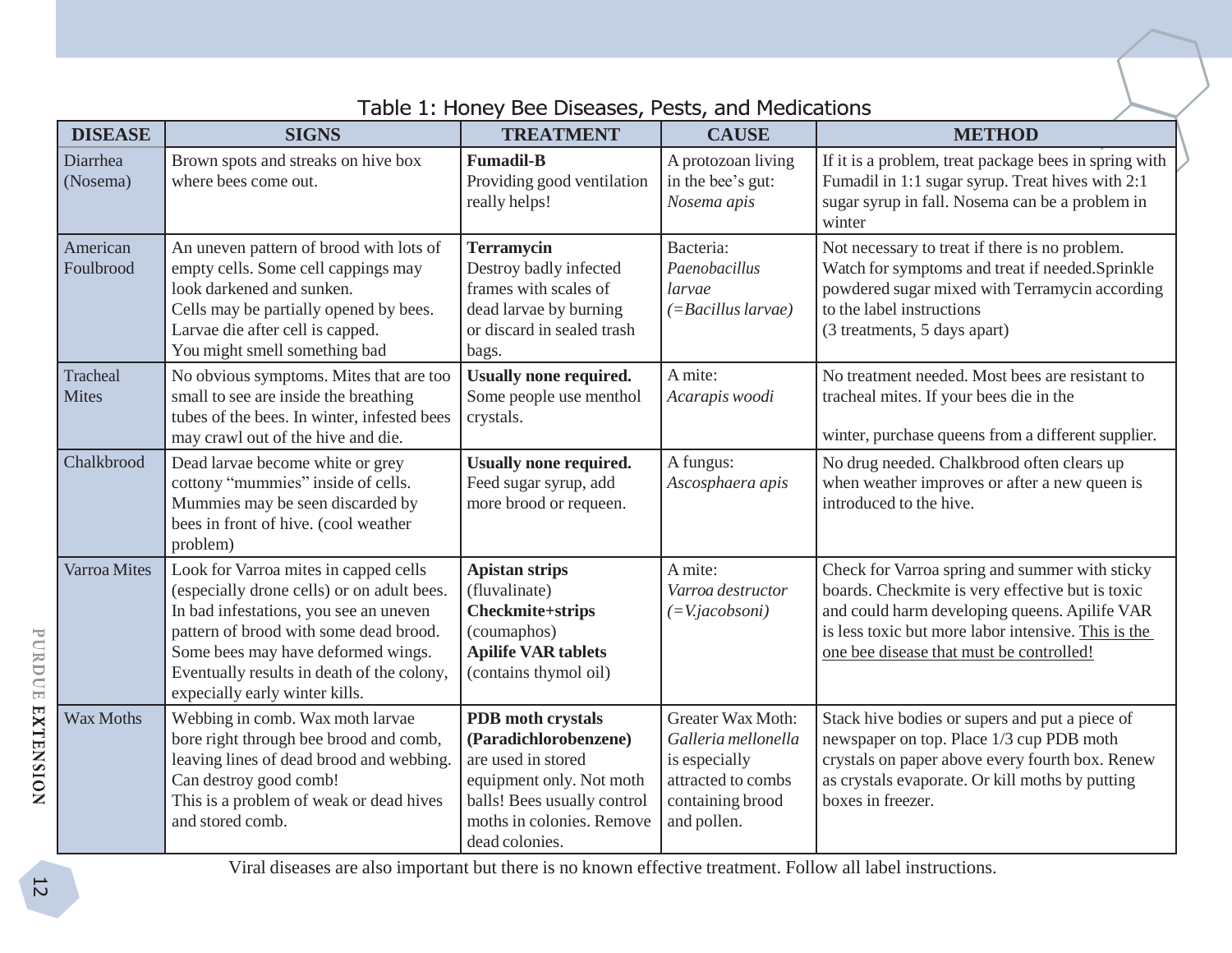Table 1: Honey Bee Diseases, Pests, and Medications

| DISEASE | SIGNS | TREATMENT | CAUSE | METHOD |
|---|---|---|---|---|
| Diarrhea (Nosema) | Brown spots and streaks on hive box where bees come out. | **Fumadil-B** Providing good ventilation really helps! | A protozoan living in the bee's gut: *Nosema apis* | If it is a problem, treat package bees in spring with Fumadil in 1:1 sugar syrup. Treat hives with 2:1 sugar syrup in fall. Nosema can be a problem in winter |
| American Foulbrood | An uneven pattern of brood with lots of empty cells. Some cell cappings may look darkened and sunken. Cells may be partially opened by bees. Larvae die after cell is capped. You might smell something bad | **Terramycin** Destroy badly infected frames with scales of dead larvae by burning or discard in sealed trash bags. | Bacteria: *Paenobacillus larvae (=Bacillus larvae)* | Not necessary to treat if there is no problem. Watch for symptoms and treat if needed.Sprinkle powdered sugar mixed with Terramycin according to the label instructions (3 treatments, 5 days apart) |
| Tracheal Mites | No obvious symptoms. Mites that are too small to see are inside the breathing tubes of the bees. In winter, infested bees may crawl out of the hive and die. | **Usually none required.** Some people use menthol crystals. | A mite: *Acarapis woodi* | No treatment needed. Most bees are resistant to tracheal mites. If your bees die in the winter, purchase queens from a different supplier. |
| Chalkbrood | Dead larvae become white or grey cottony "mummies" inside of cells. Mummies may be seen discarded by bees in front of hive. (cool weather problem) | **Usually none required.** Feed sugar syrup, add more brood or requeen. | A fungus: *Ascosphaera apis* | No drug needed. Chalkbrood often clears up when weather improves or after a new queen is introduced to the hive. |
| Varroa Mites | Look for Varroa mites in capped cells (especially drone cells) or on adult bees. In bad infestations, you see an uneven pattern of brood with some dead brood. Some bees may have deformed wings. Eventually results in death of the colony, expecially early winter kills. | **Apistan strips** (fluvalinate) **Checkmite+strips** (coumaphos) **Apilife VAR tablets** (contains thymol oil) | A mite: *Varroa destructor (=V.jacobsoni)* | Check for Varroa spring and summer with sticky boards. Checkmite is very effective but is toxic and could harm developing queens. Apilife VAR is less toxic but more labor intensive. <u>This is the one bee disease that must be controlled!</u> |
| Wax Moths | Webbing in comb. Wax moth larvae bore right through bee brood and comb, leaving lines of dead brood and webbing. Can destroy good comb! This is a problem of weak or dead hives and stored comb. | **PDB moth crystals (Paradichlorobenzene)** are used in stored equipment only. Not moth balls! Bees usually control moths in colonies. Remove dead colonies. | Greater Wax Moth: *Galleria mellonella* is especially attracted to combs containing brood and pollen. | Stack hive bodies or supers and put a piece of newspaper on top. Place 1/3 cup PDB moth crystals on paper above every fourth box. Renew as crystals evaporate. Or kill moths by putting boxes in freezer. |

Viral diseases are also important but there is no known effective treatment. Follow all label instructions.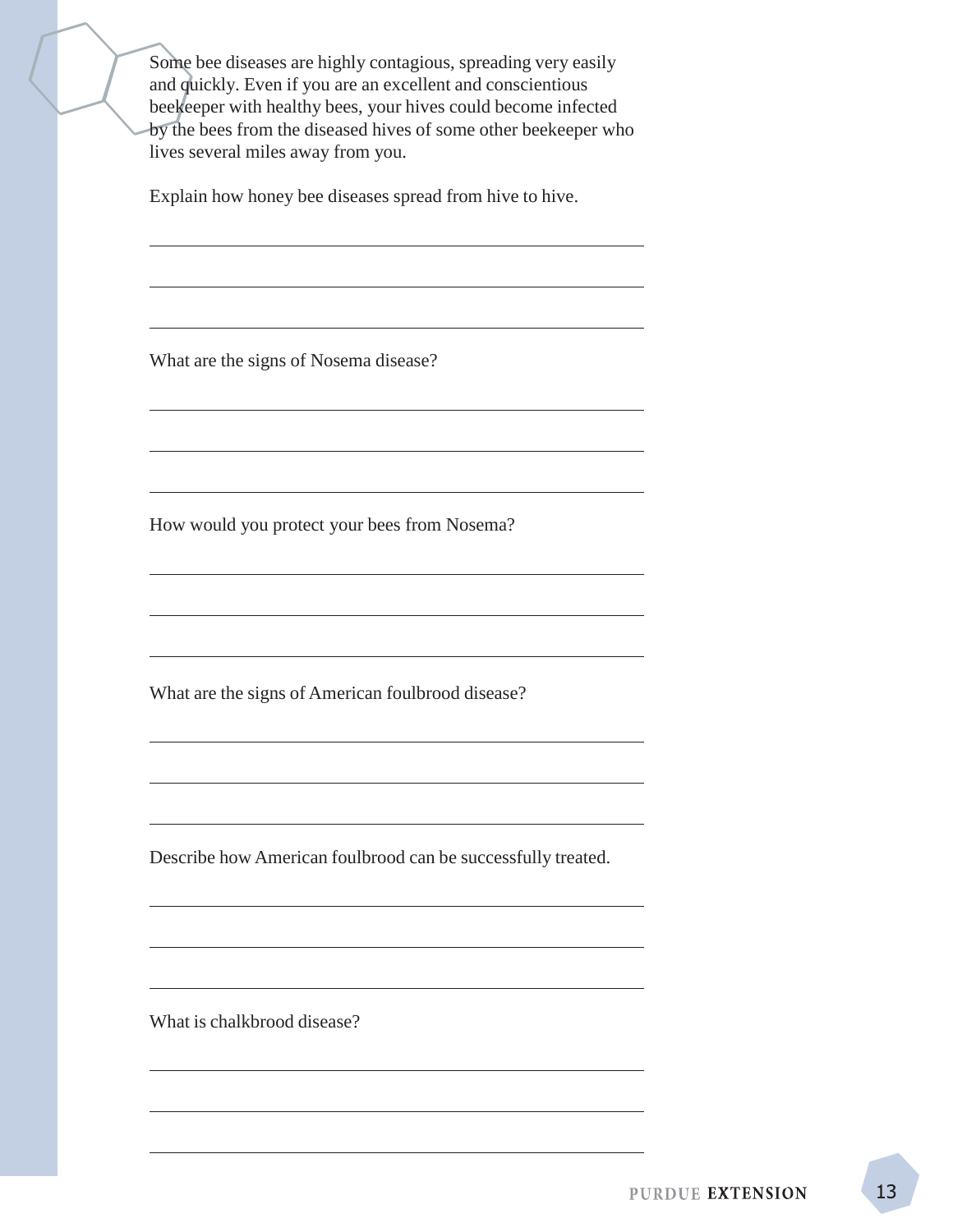Some bee diseases are highly contagious, spreading very easily and quickly. Even if you are an excellent and conscientious beekeeper with healthy bees, your hives could become infected by the bees from the diseased hives of some other beekeeper who lives several miles away from you.

Explain how honey bee diseases spread from hive to hive.

______________________________________________________________

______________________________________________________________

______________________________________________________________

What are the signs of Nosema disease?

______________________________________________________________

______________________________________________________________

______________________________________________________________

How would you protect your bees from Nosema?

______________________________________________________________

______________________________________________________________

______________________________________________________________

What are the signs of American foulbrood disease?

______________________________________________________________

______________________________________________________________

______________________________________________________________

Describe how American foulbrood can be successfully treated.

______________________________________________________________

______________________________________________________________

______________________________________________________________

What is chalkbrood disease?

______________________________________________________________

______________________________________________________________

______________________________________________________________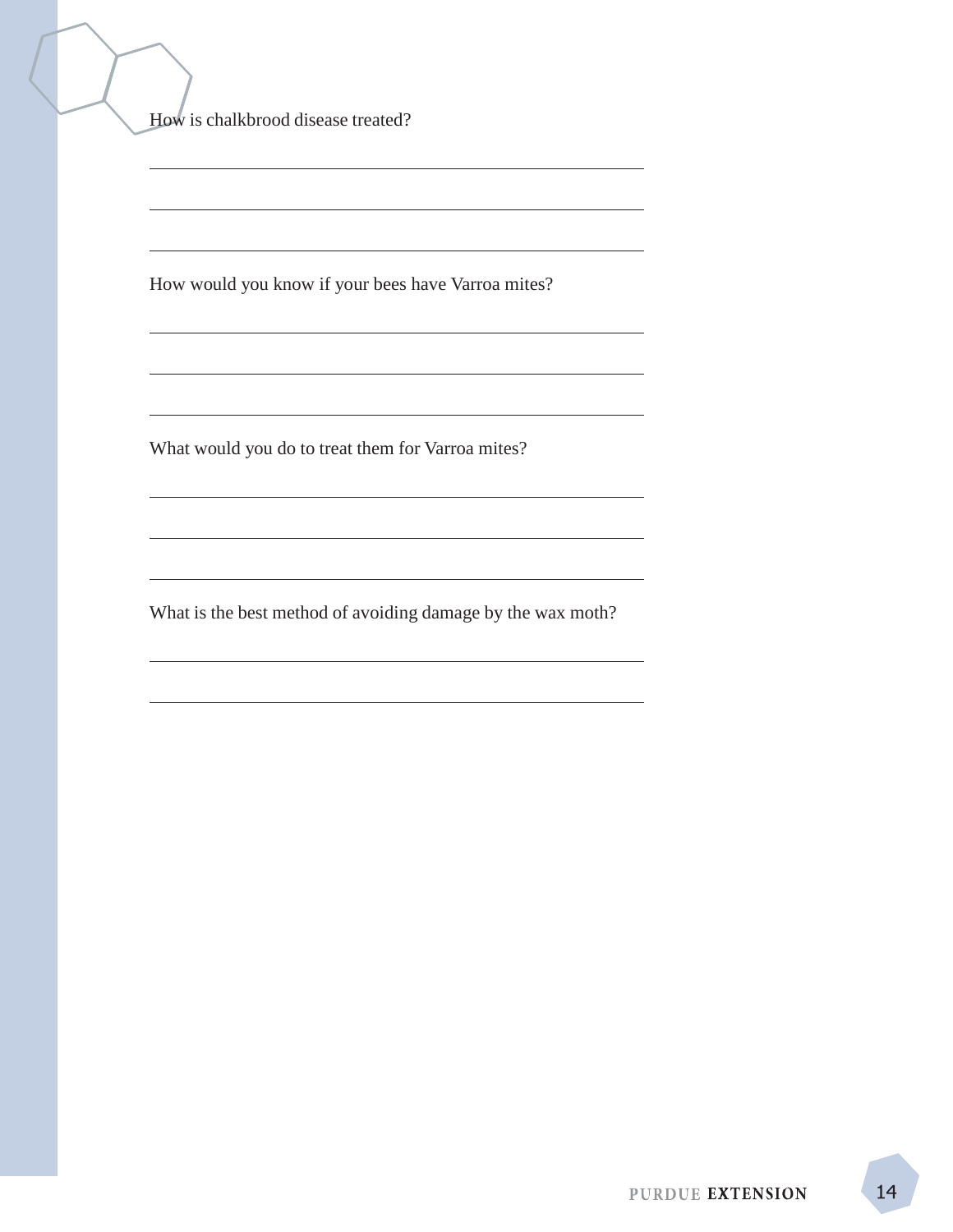How is chalkbrood disease treated?

_______________________________________________

_______________________________________________

_______________________________________________

How would you know if your bees have Varroa mites?

_______________________________________________

_______________________________________________

_______________________________________________

What would you do to treat them for Varroa mites?

_______________________________________________

_______________________________________________

_______________________________________________

What is the best method of avoiding damage by the wax moth?

_______________________________________________

_______________________________________________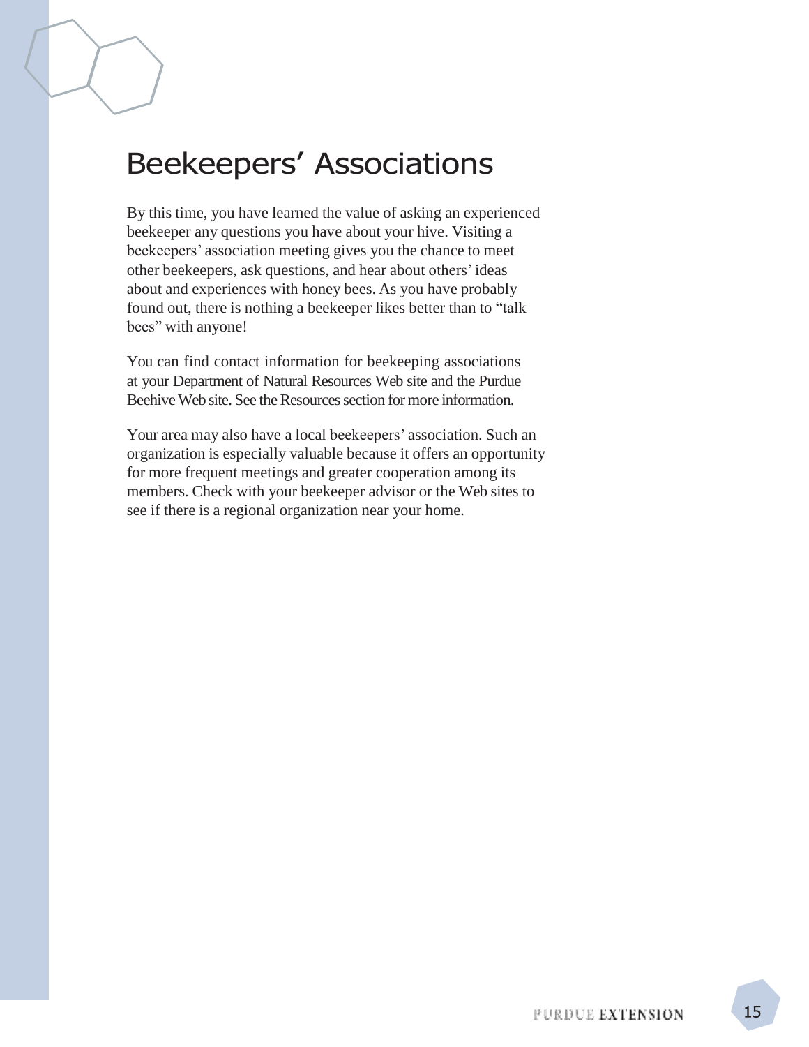# Beekeepers' Associations

By this time, you have learned the value of asking an experienced beekeeper any questions you have about your hive. Visiting a beekeepers' association meeting gives you the chance to meet other beekeepers, ask questions, and hear about others' ideas about and experiences with honey bees. As you have probably found out, there is nothing a beekeeper likes better than to "talk bees" with anyone!

You can find contact information for beekeeping associations at your Department of Natural Resources Web site and the Purdue Beehive Web site. See the Resources section for more information.

Your area may also have a local beekeepers' association. Such an organization is especially valuable because it offers an opportunity for more frequent meetings and greater cooperation among its members. Check with your beekeeper advisor or the Web sites to see if there is a regional organization near your home.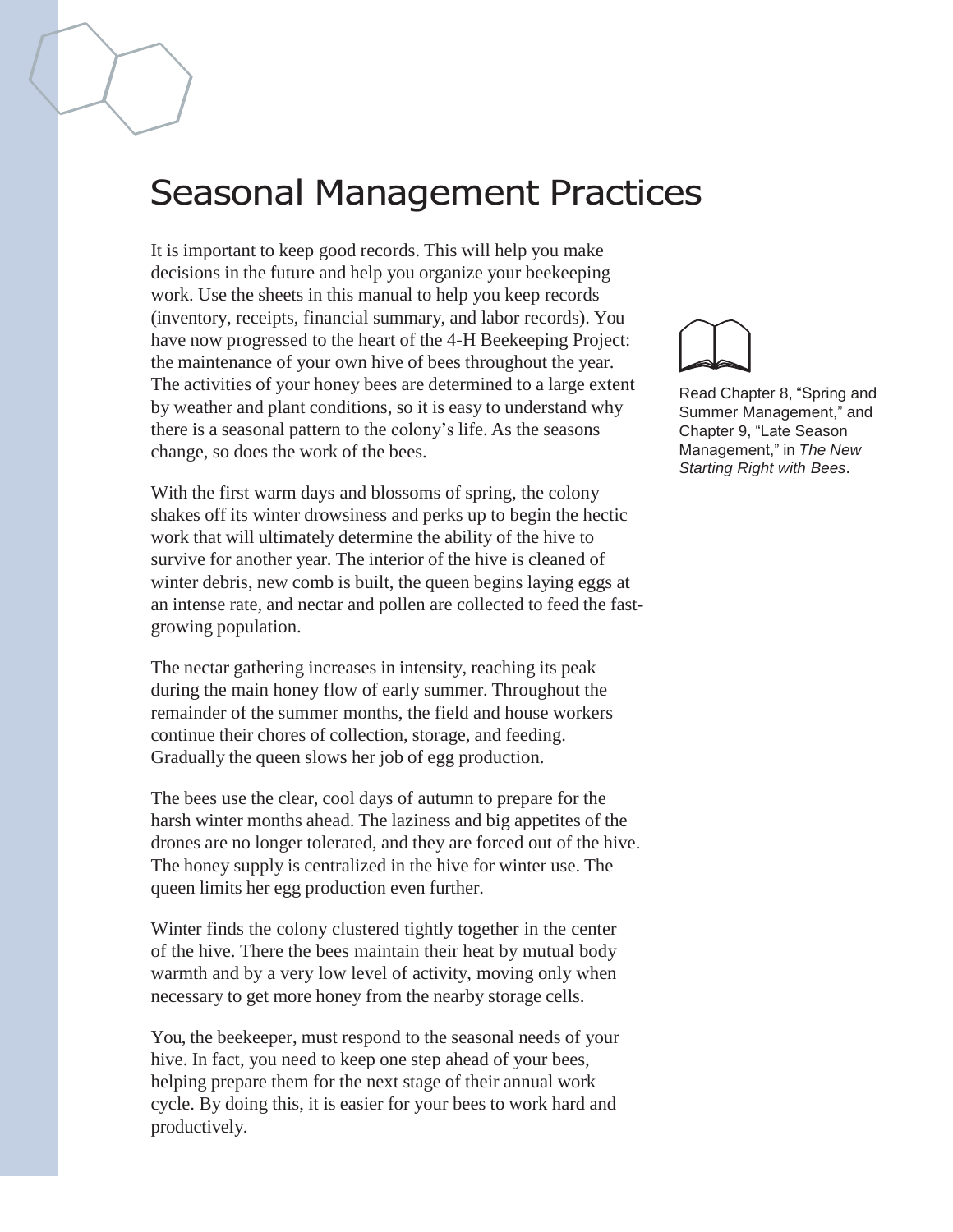# Seasonal Management Practices

It is important to keep good records. This will help you make decisions in the future and help you organize your beekeeping work. Use the sheets in this manual to help you keep records (inventory, receipts, financial summary, and labor records). You have now progressed to the heart of the 4-H Beekeeping Project: the maintenance of your own hive of bees throughout the year. The activities of your honey bees are determined to a large extent by weather and plant conditions, so it is easy to understand why there is a seasonal pattern to the colony's life. As the seasons change, so does the work of the bees.

Read Chapter 8, "Spring and Summer Management," and Chapter 9, "Late Season Management," in *The New Starting Right with Bees*.

With the first warm days and blossoms of spring, the colony shakes off its winter drowsiness and perks up to begin the hectic work that will ultimately determine the ability of the hive to survive for another year. The interior of the hive is cleaned of winter debris, new comb is built, the queen begins laying eggs at an intense rate, and nectar and pollen are collected to feed the fast-growing population.

The nectar gathering increases in intensity, reaching its peak during the main honey flow of early summer. Throughout the remainder of the summer months, the field and house workers continue their chores of collection, storage, and feeding. Gradually the queen slows her job of egg production.

The bees use the clear, cool days of autumn to prepare for the harsh winter months ahead. The laziness and big appetites of the drones are no longer tolerated, and they are forced out of the hive. The honey supply is centralized in the hive for winter use. The queen limits her egg production even further.

Winter finds the colony clustered tightly together in the center of the hive. There the bees maintain their heat by mutual body warmth and by a very low level of activity, moving only when necessary to get more honey from the nearby storage cells.

You, the beekeeper, must respond to the seasonal needs of your hive. In fact, you need to keep one step ahead of your bees, helping prepare them for the next stage of their annual work cycle. By doing this, it is easier for your bees to work hard and productively.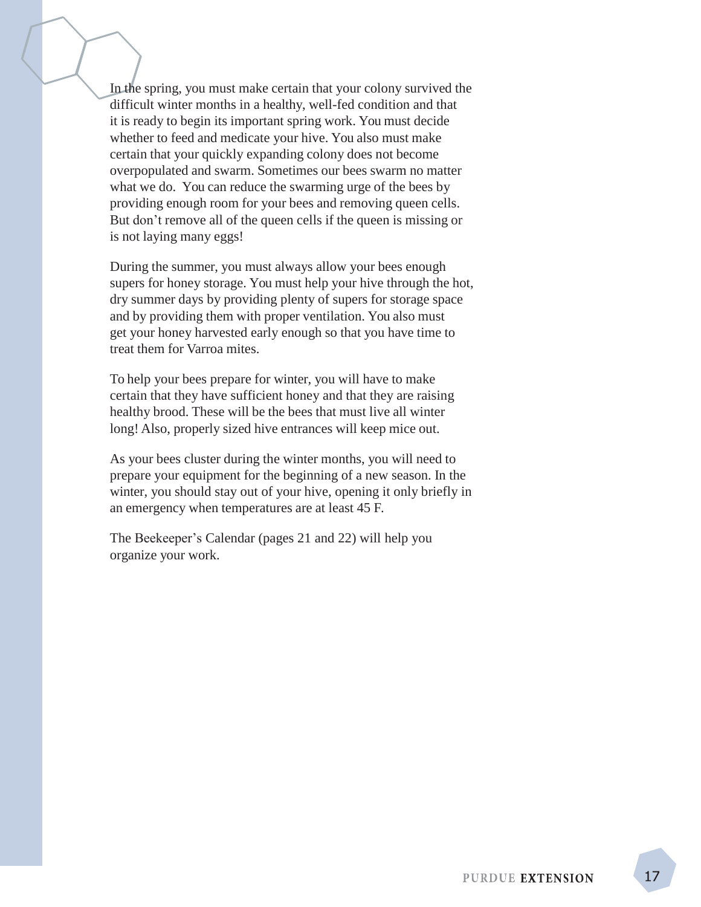In the spring, you must make certain that your colony survived the difficult winter months in a healthy, well-fed condition and that it is ready to begin its important spring work. You must decide whether to feed and medicate your hive. You also must make certain that your quickly expanding colony does not become overpopulated and swarm. Sometimes our bees swarm no matter what we do. You can reduce the swarming urge of the bees by providing enough room for your bees and removing queen cells. But don't remove all of the queen cells if the queen is missing or is not laying many eggs!

During the summer, you must always allow your bees enough supers for honey storage. You must help your hive through the hot, dry summer days by providing plenty of supers for storage space and by providing them with proper ventilation. You also must get your honey harvested early enough so that you have time to treat them for Varroa mites.

To help your bees prepare for winter, you will have to make certain that they have sufficient honey and that they are raising healthy brood. These will be the bees that must live all winter long! Also, properly sized hive entrances will keep mice out.

As your bees cluster during the winter months, you will need to prepare your equipment for the beginning of a new season. In the winter, you should stay out of your hive, opening it only briefly in an emergency when temperatures are at least 45 F.

The Beekeeper's Calendar (pages 21 and 22) will help you organize your work.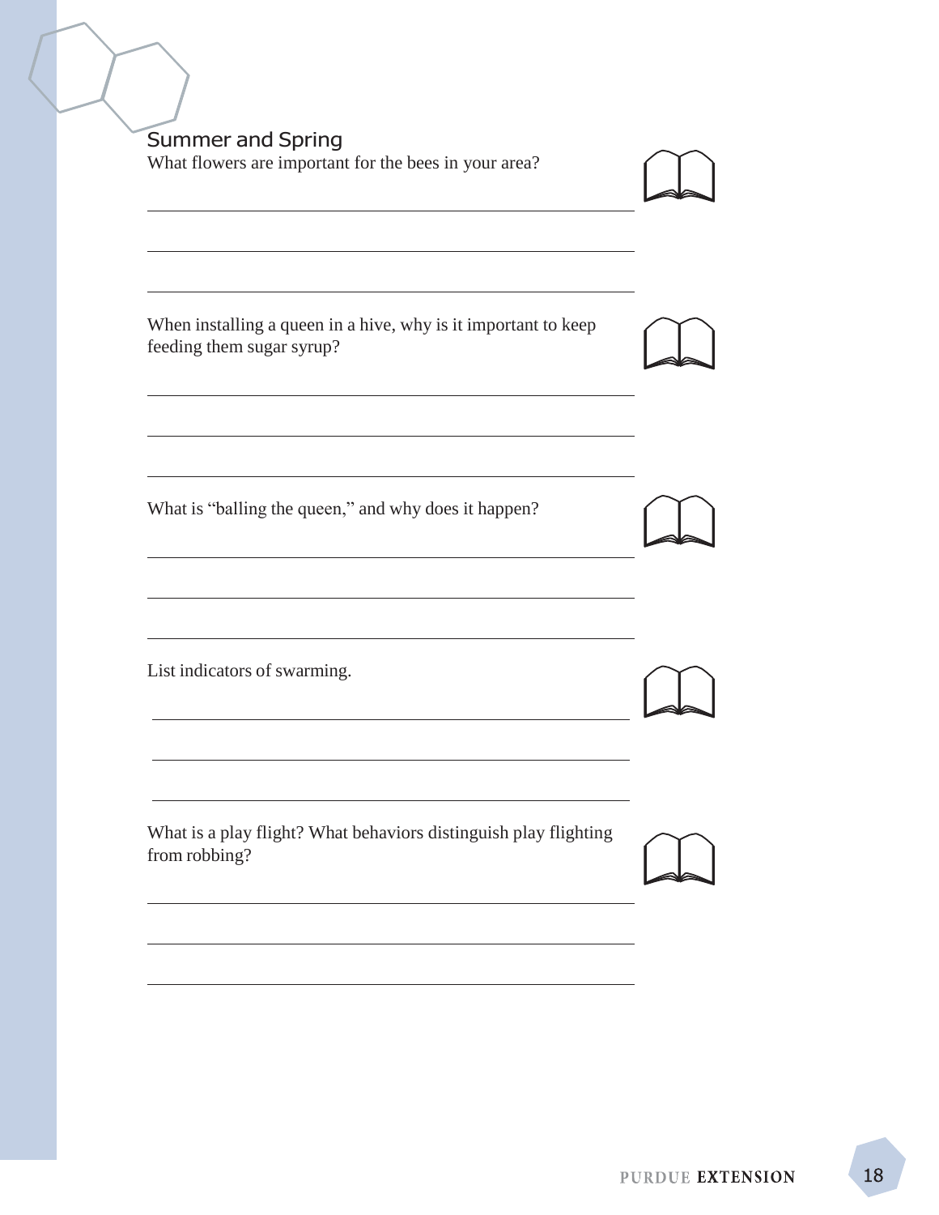## Summer and Spring

What flowers are important for the bees in your area?

When installing a queen in a hive, why is it important to keep feeding them sugar syrup?

What is "balling the queen," and why does it happen?

List indicators of swarming.

What is a play flight? What behaviors distinguish play flighting from robbing?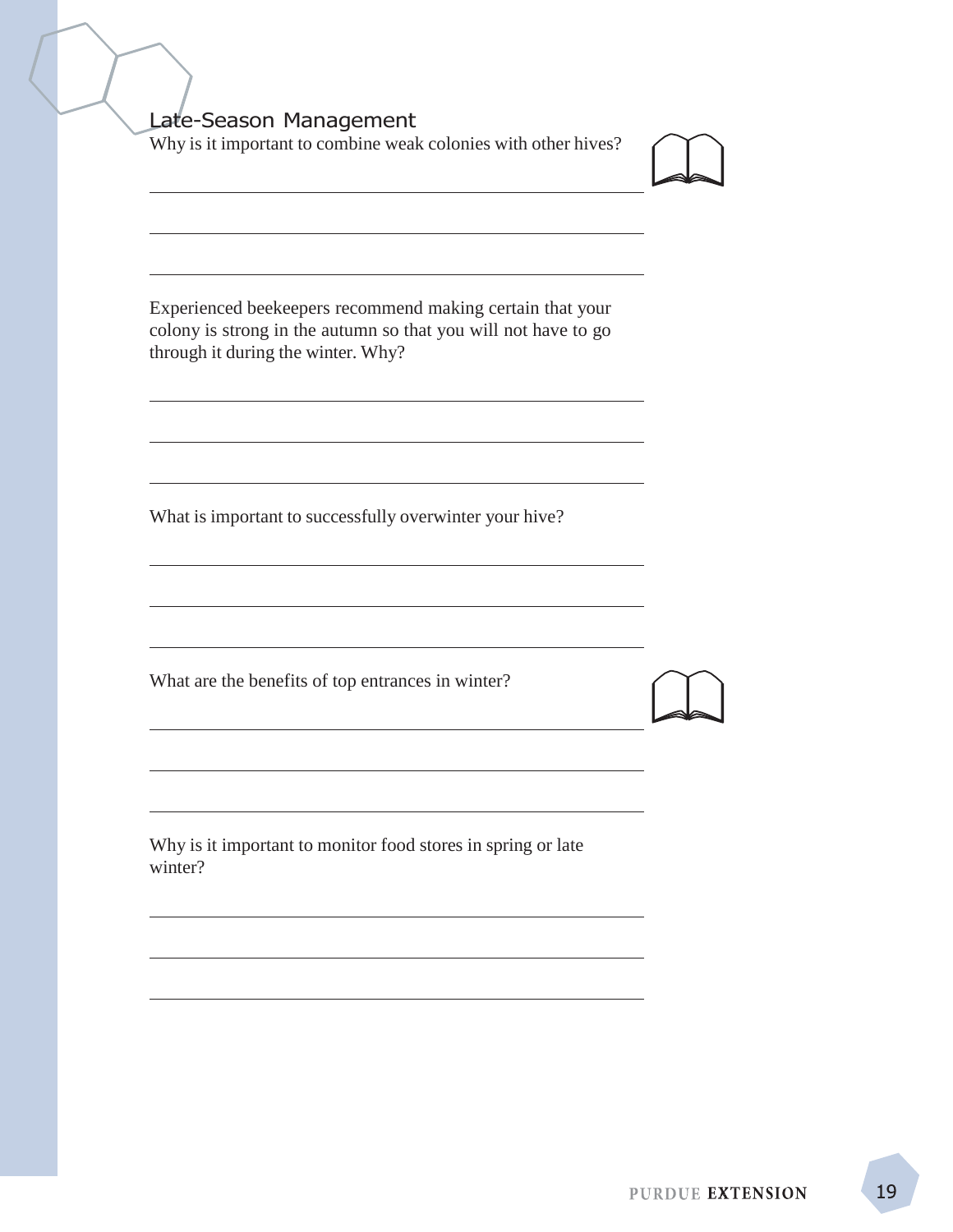## Late-Season Management

Why is it important to combine weak colonies with other hives?

Experienced beekeepers recommend making certain that your colony is strong in the autumn so that you will not have to go through it during the winter. Why?

What is important to successfully overwinter your hive?

What are the benefits of top entrances in winter?

Why is it important to monitor food stores in spring or late winter?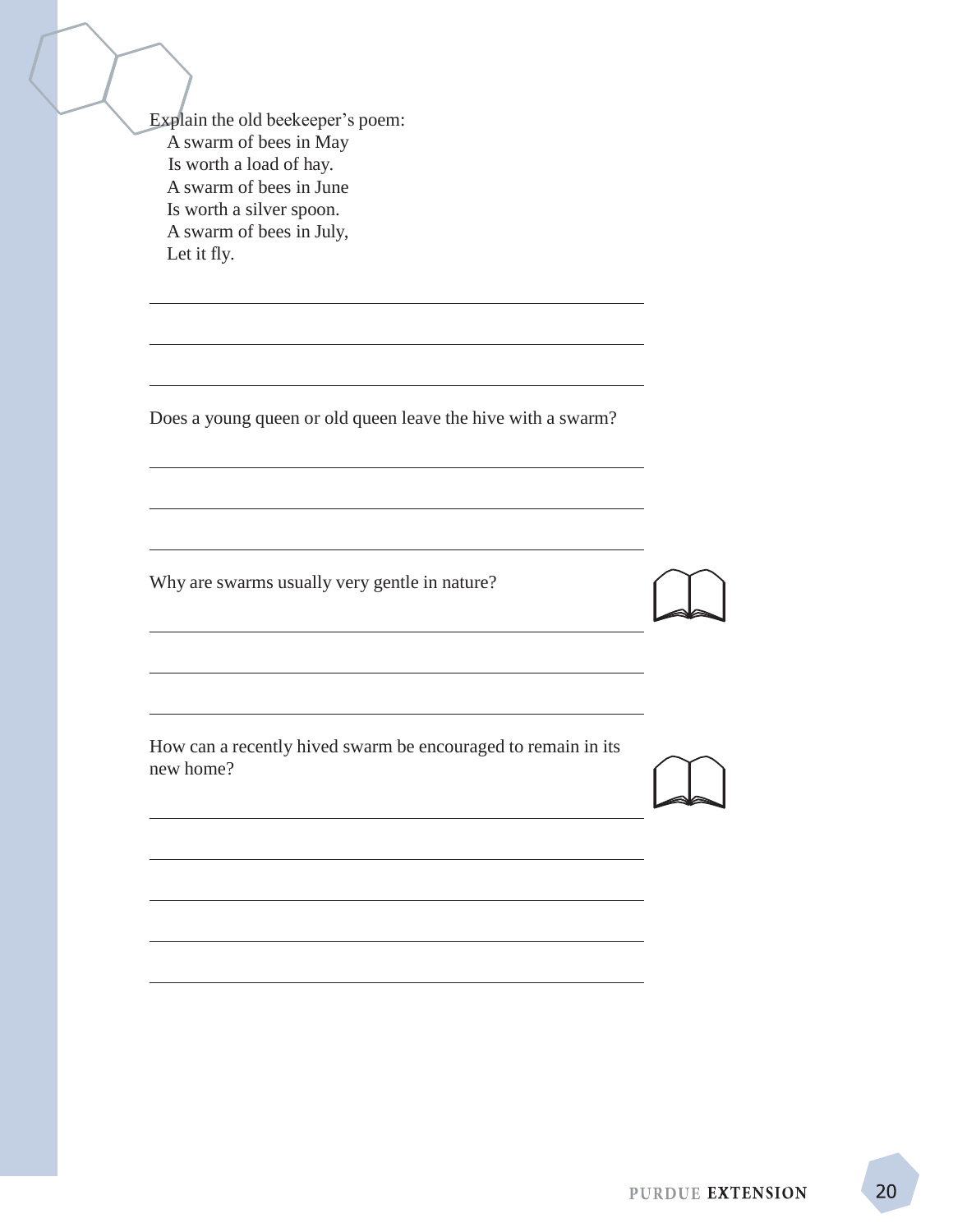Explain the old beekeeper's poem:

A swarm of bees in May  
Is worth a load of hay.  
A swarm of bees in June  
Is worth a silver spoon.  
A swarm of bees in July,  
Let it fly.

Does a young queen or old queen leave the hive with a swarm?

Why are swarms usually very gentle in nature?

How can a recently hived swarm be encouraged to remain in its new home?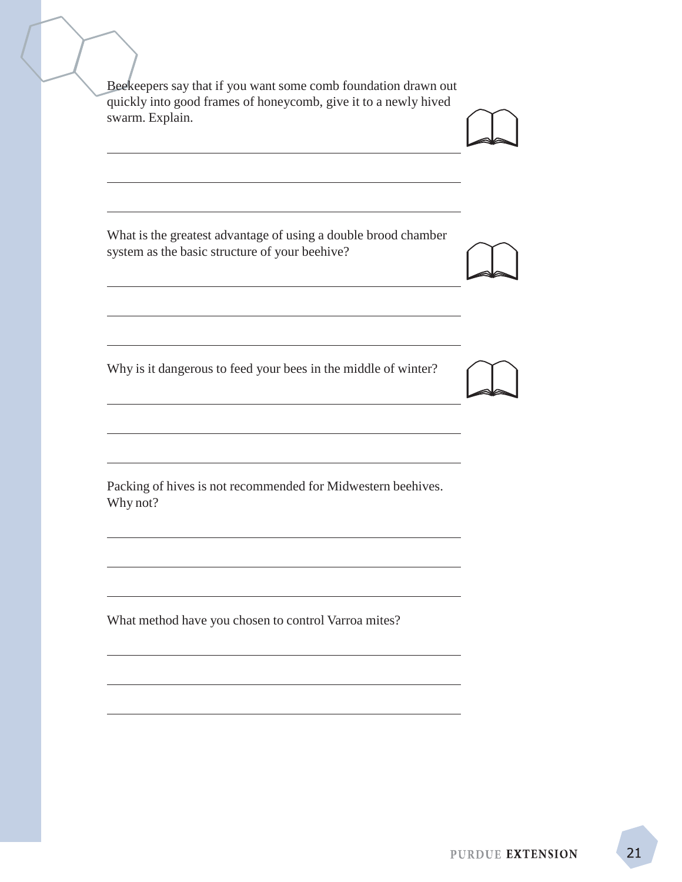Beekeepers say that if you want some comb foundation drawn out quickly into good frames of honeycomb, give it to a newly hived swarm. Explain.

What is the greatest advantage of using a double brood chamber system as the basic structure of your beehive?

Why is it dangerous to feed your bees in the middle of winter?

Packing of hives is not recommended for Midwestern beehives. Why not?

What method have you chosen to control Varroa mites?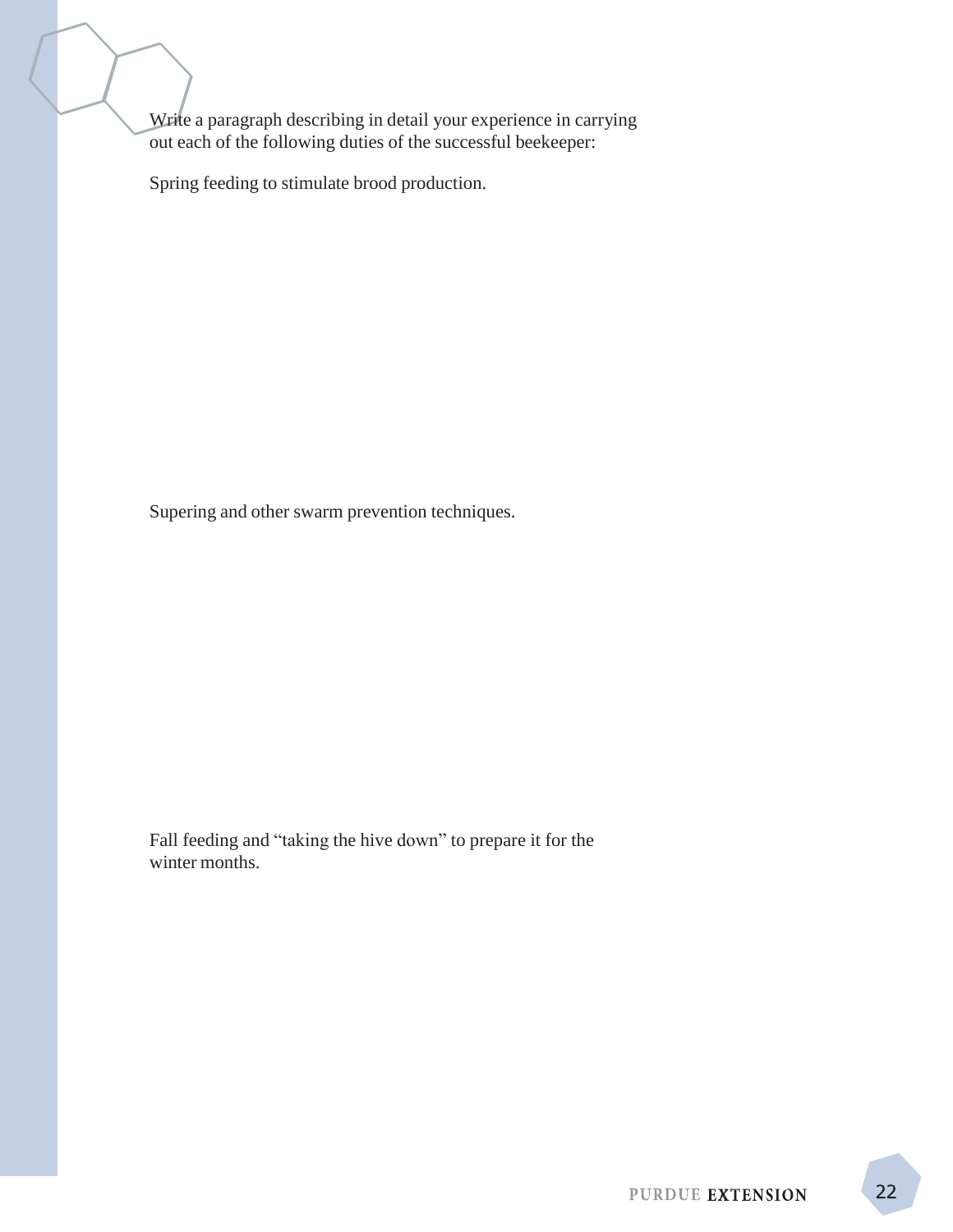Write a paragraph describing in detail your experience in carrying out each of the following duties of the successful beekeeper:

Spring feeding to stimulate brood production.

Supering and other swarm prevention techniques.

Fall feeding and "taking the hive down" to prepare it for the winter months.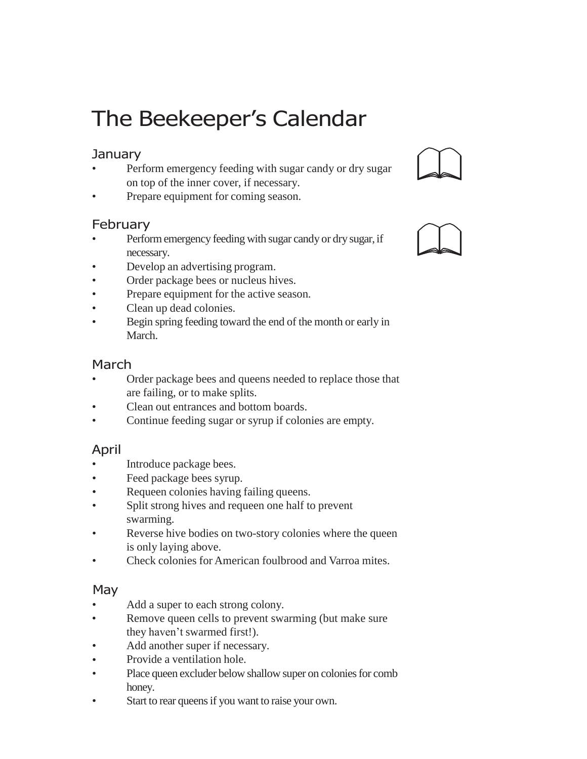# The Beekeeper's Calendar

## January

- Perform emergency feeding with sugar candy or dry sugar on top of the inner cover, if necessary.
- Prepare equipment for coming season.

## February

- Perform emergency feeding with sugar candy or dry sugar, if necessary.
- Develop an advertising program.
- Order package bees or nucleus hives.
- Prepare equipment for the active season.
- Clean up dead colonies.
- Begin spring feeding toward the end of the month or early in March.

## March

- Order package bees and queens needed to replace those that are failing, or to make splits.
- Clean out entrances and bottom boards.
- Continue feeding sugar or syrup if colonies are empty.

## April

- Introduce package bees.
- Feed package bees syrup.
- Requeen colonies having failing queens.
- Split strong hives and requeen one half to prevent swarming.
- Reverse hive bodies on two-story colonies where the queen is only laying above.
- Check colonies for American foulbrood and Varroa mites.

## May

- Add a super to each strong colony.
- Remove queen cells to prevent swarming (but make sure they haven't swarmed first!).
- Add another super if necessary.
- Provide a ventilation hole.
- Place queen excluder below shallow super on colonies for comb honey.
- Start to rear queens if you want to raise your own.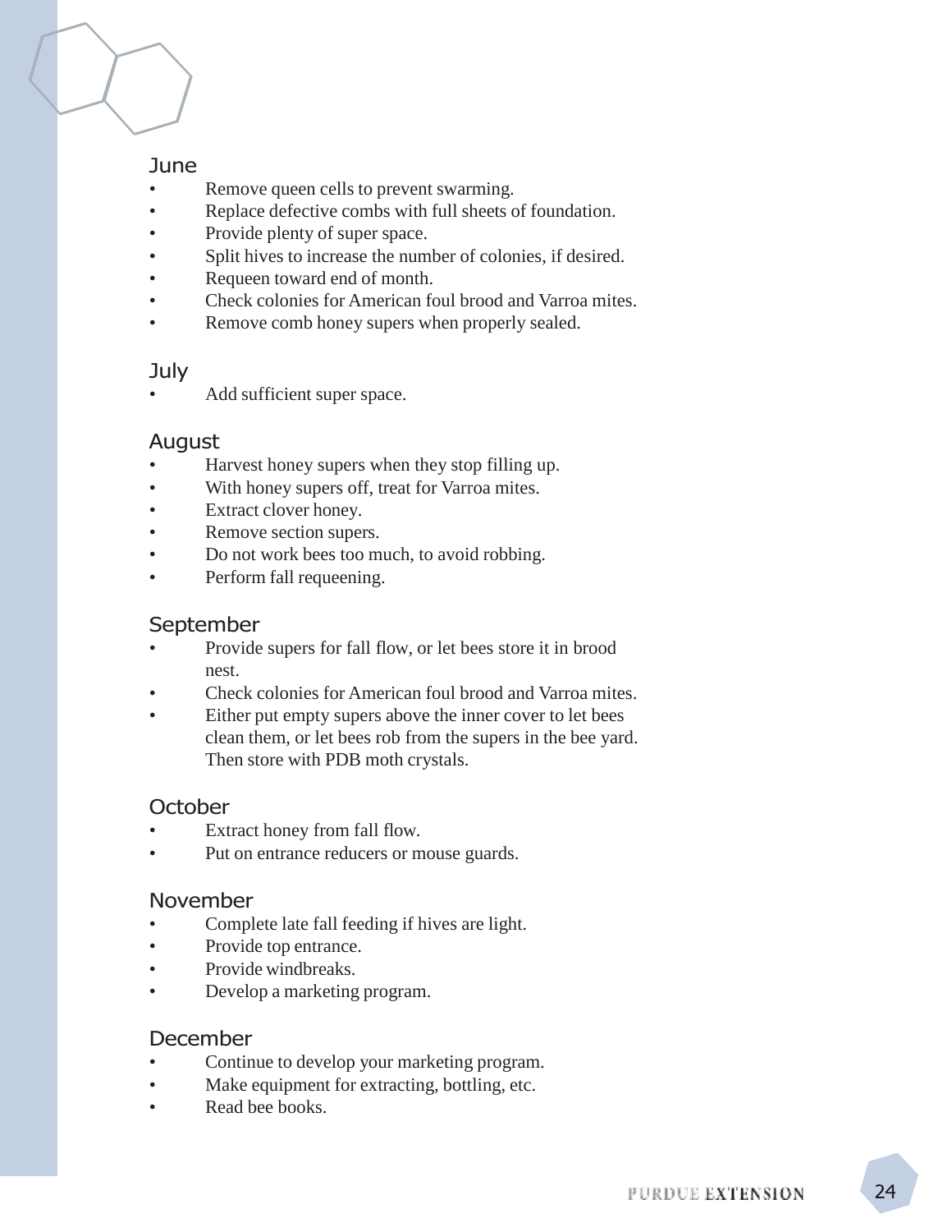## June

- Remove queen cells to prevent swarming.
- Replace defective combs with full sheets of foundation.
- Provide plenty of super space.
- Split hives to increase the number of colonies, if desired.
- Requeen toward end of month.
- Check colonies for American foul brood and Varroa mites.
- Remove comb honey supers when properly sealed.

## July

- Add sufficient super space.

## August

- Harvest honey supers when they stop filling up.
- With honey supers off, treat for Varroa mites.
- Extract clover honey.
- Remove section supers.
- Do not work bees too much, to avoid robbing.
- Perform fall requeening.

## September

- Provide supers for fall flow, or let bees store it in brood nest.
- Check colonies for American foul brood and Varroa mites.
- Either put empty supers above the inner cover to let bees clean them, or let bees rob from the supers in the bee yard. Then store with PDB moth crystals.

## October

- Extract honey from fall flow.
- Put on entrance reducers or mouse guards.

## November

- Complete late fall feeding if hives are light.
- Provide top entrance.
- Provide windbreaks.
- Develop a marketing program.

## December

- Continue to develop your marketing program.
- Make equipment for extracting, bottling, etc.
- Read bee books.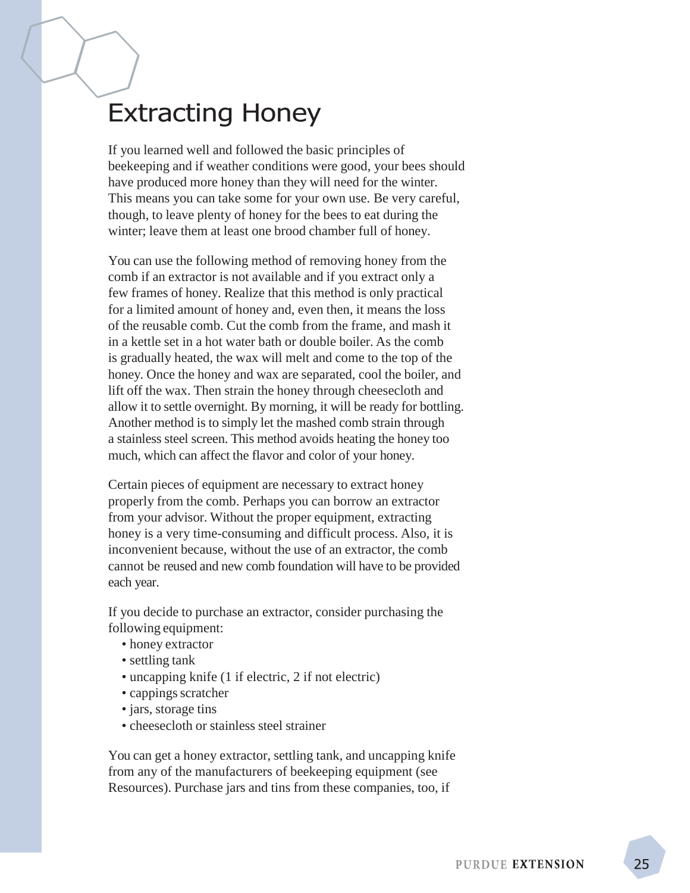# Extracting Honey

If you learned well and followed the basic principles of beekeeping and if weather conditions were good, your bees should have produced more honey than they will need for the winter. This means you can take some for your own use. Be very careful, though, to leave plenty of honey for the bees to eat during the winter; leave them at least one brood chamber full of honey.

You can use the following method of removing honey from the comb if an extractor is not available and if you extract only a few frames of honey. Realize that this method is only practical for a limited amount of honey and, even then, it means the loss of the reusable comb. Cut the comb from the frame, and mash it in a kettle set in a hot water bath or double boiler. As the comb is gradually heated, the wax will melt and come to the top of the honey. Once the honey and wax are separated, cool the boiler, and lift off the wax. Then strain the honey through cheesecloth and allow it to settle overnight. By morning, it will be ready for bottling. Another method is to simply let the mashed comb strain through a stainless steel screen. This method avoids heating the honey too much, which can affect the flavor and color of your honey.

Certain pieces of equipment are necessary to extract honey properly from the comb. Perhaps you can borrow an extractor from your advisor. Without the proper equipment, extracting honey is a very time-consuming and difficult process. Also, it is inconvenient because, without the use of an extractor, the comb cannot be reused and new comb foundation will have to be provided each year.

If you decide to purchase an extractor, consider purchasing the following equipment:

- honey extractor
- settling tank
- uncapping knife (1 if electric, 2 if not electric)
- cappings scratcher
- jars, storage tins
- cheesecloth or stainless steel strainer

You can get a honey extractor, settling tank, and uncapping knife from any of the manufacturers of beekeeping equipment (see Resources). Purchase jars and tins from these companies, too, if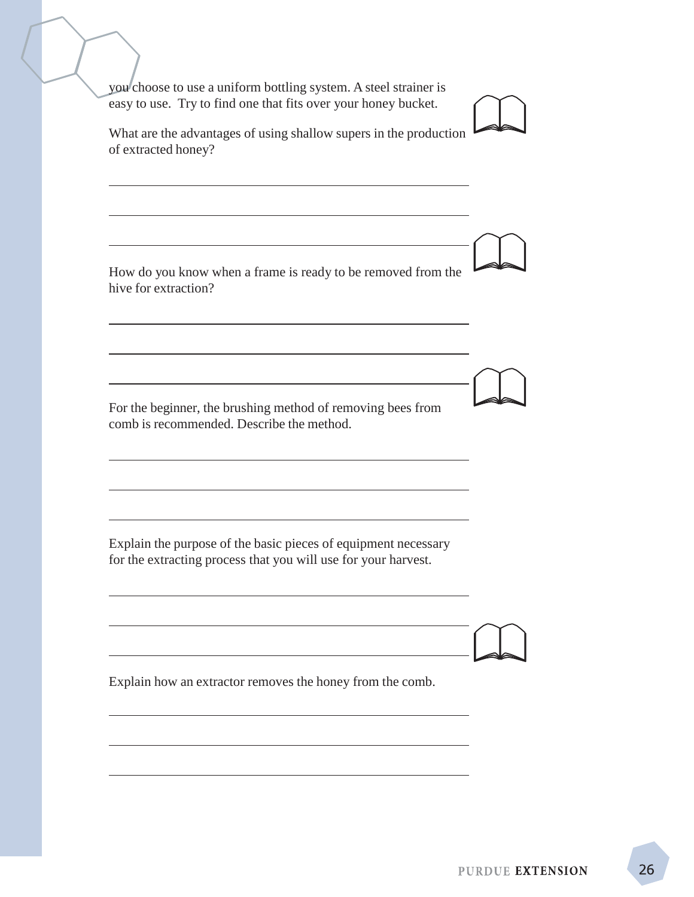you choose to use a uniform bottling system. A steel strainer is easy to use. Try to find one that fits over your honey bucket.

What are the advantages of using shallow supers in the production of extracted honey?

______________________________________________________________

______________________________________________________________

______________________________________________________________

How do you know when a frame is ready to be removed from the hive for extraction?

______________________________________________________________

______________________________________________________________

______________________________________________________________

For the beginner, the brushing method of removing bees from comb is recommended. Describe the method.

______________________________________________________________

______________________________________________________________

______________________________________________________________

Explain the purpose of the basic pieces of equipment necessary for the extracting process that you will use for your harvest.

______________________________________________________________

______________________________________________________________

______________________________________________________________

Explain how an extractor removes the honey from the comb.

______________________________________________________________

______________________________________________________________

______________________________________________________________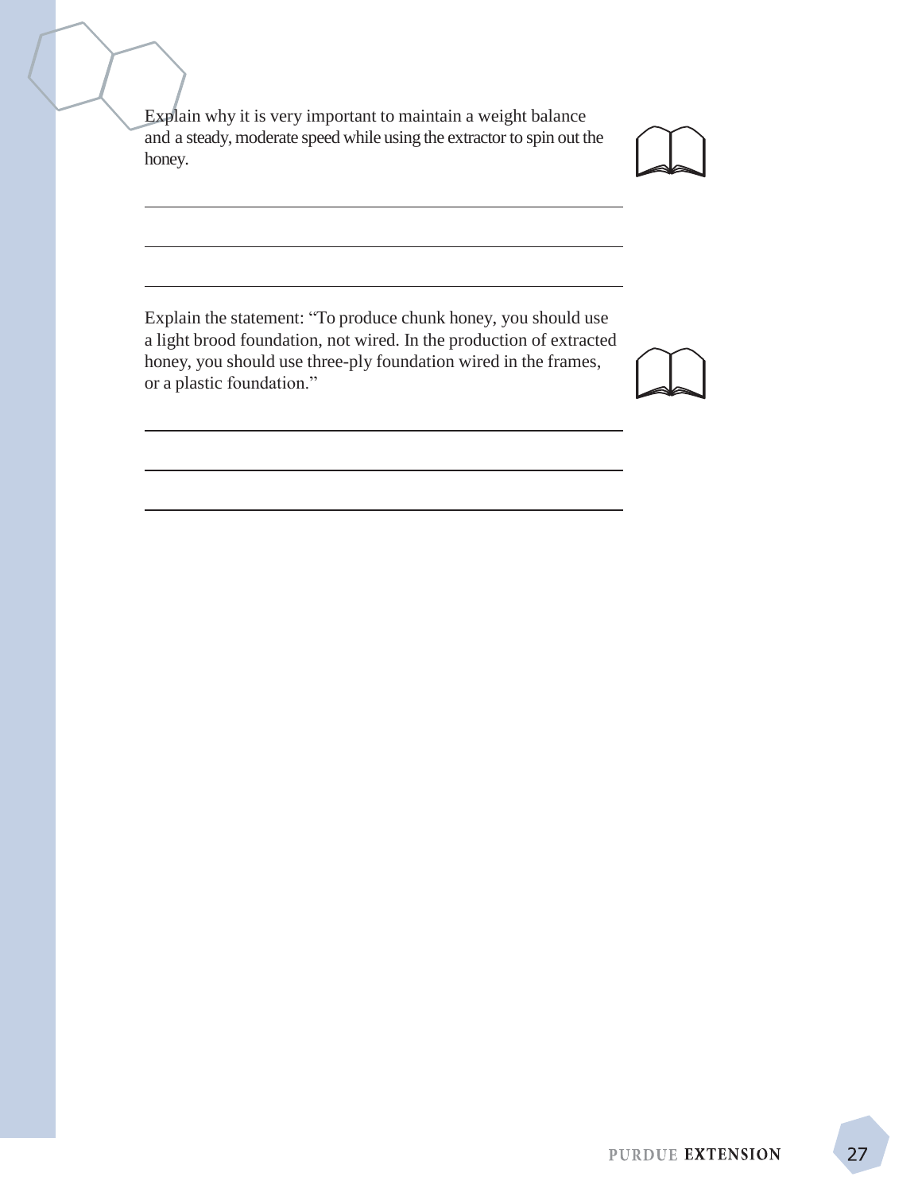Explain why it is very important to maintain a weight balance and a steady, moderate speed while using the extractor to spin out the honey.

___

___

___

Explain the statement: "To produce chunk honey, you should use a light brood foundation, not wired. In the production of extracted honey, you should use three-ply foundation wired in the frames, or a plastic foundation."

___

___

___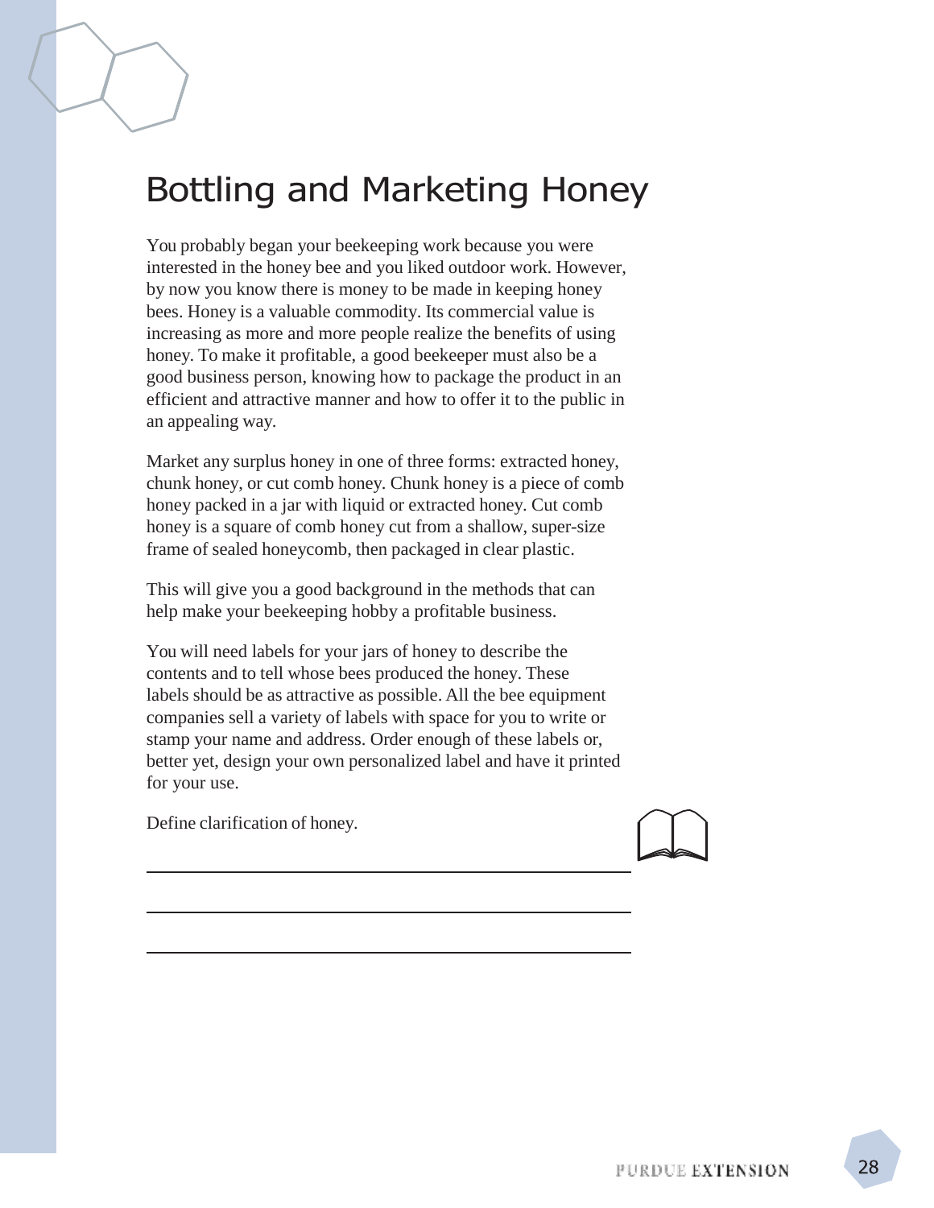# Bottling and Marketing Honey

You probably began your beekeeping work because you were interested in the honey bee and you liked outdoor work. However, by now you know there is money to be made in keeping honey bees. Honey is a valuable commodity. Its commercial value is increasing as more and more people realize the benefits of using honey. To make it profitable, a good beekeeper must also be a good business person, knowing how to package the product in an efficient and attractive manner and how to offer it to the public in an appealing way.

Market any surplus honey in one of three forms: extracted honey, chunk honey, or cut comb honey. Chunk honey is a piece of comb honey packed in a jar with liquid or extracted honey. Cut comb honey is a square of comb honey cut from a shallow, super-size frame of sealed honeycomb, then packaged in clear plastic.

This will give you a good background in the methods that can help make your beekeeping hobby a profitable business.

You will need labels for your jars of honey to describe the contents and to tell whose bees produced the honey. These labels should be as attractive as possible. All the bee equipment companies sell a variety of labels with space for you to write or stamp your name and address. Order enough of these labels or, better yet, design your own personalized label and have it printed for your use.

Define clarification of honey.

\_\_\_\_\_\_\_\_\_\_\_\_\_\_\_\_\_\_\_\_\_\_\_\_\_\_\_\_\_\_\_\_\_\_\_\_\_\_\_\_\_\_\_\_\_\_\_\_

\_\_\_\_\_\_\_\_\_\_\_\_\_\_\_\_\_\_\_\_\_\_\_\_\_\_\_\_\_\_\_\_\_\_\_\_\_\_\_\_\_\_\_\_\_\_\_\_

\_\_\_\_\_\_\_\_\_\_\_\_\_\_\_\_\_\_\_\_\_\_\_\_\_\_\_\_\_\_\_\_\_\_\_\_\_\_\_\_\_\_\_\_\_\_\_\_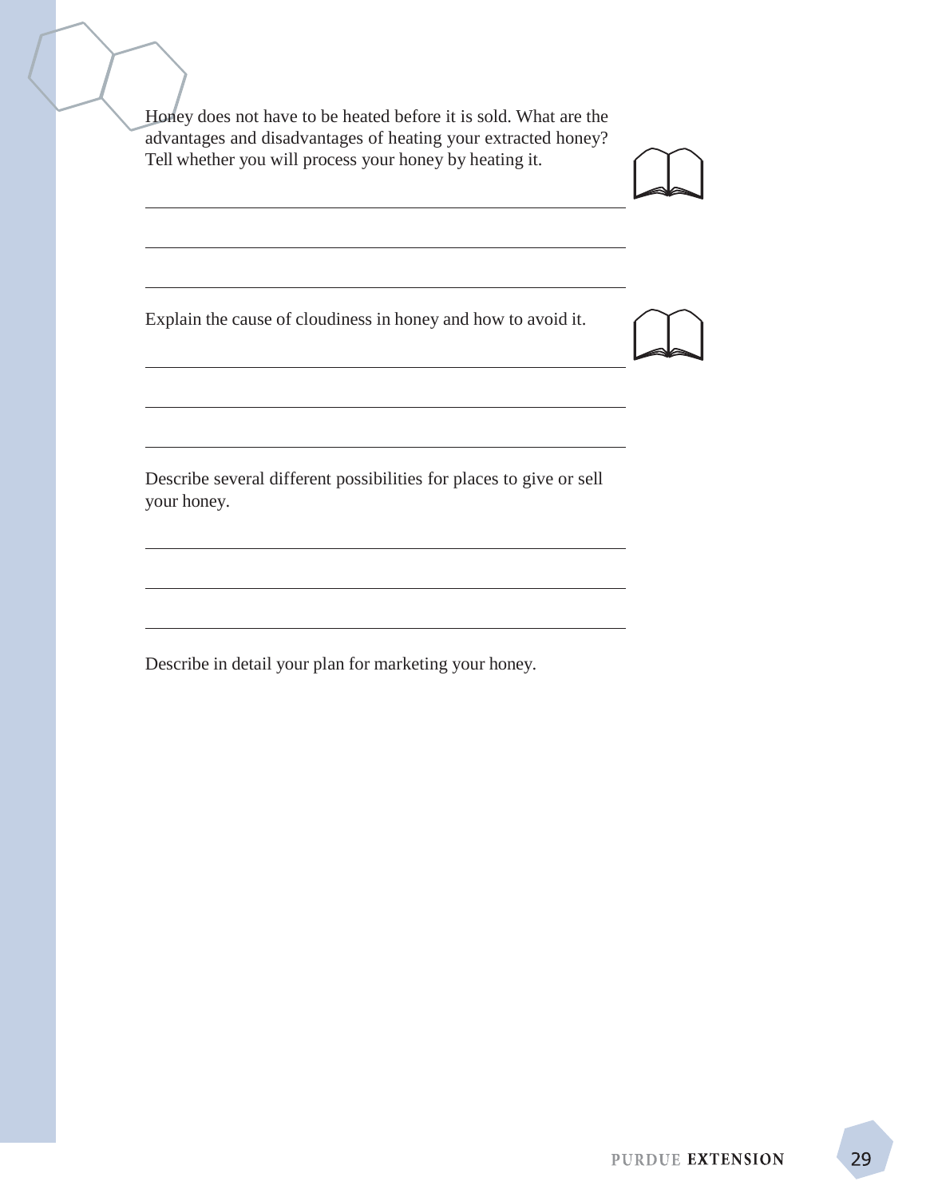Honey does not have to be heated before it is sold. What are the advantages and disadvantages of heating your extracted honey? Tell whether you will process your honey by heating it.

Explain the cause of cloudiness in honey and how to avoid it.

Describe several different possibilities for places to give or sell your honey.

Describe in detail your plan for marketing your honey.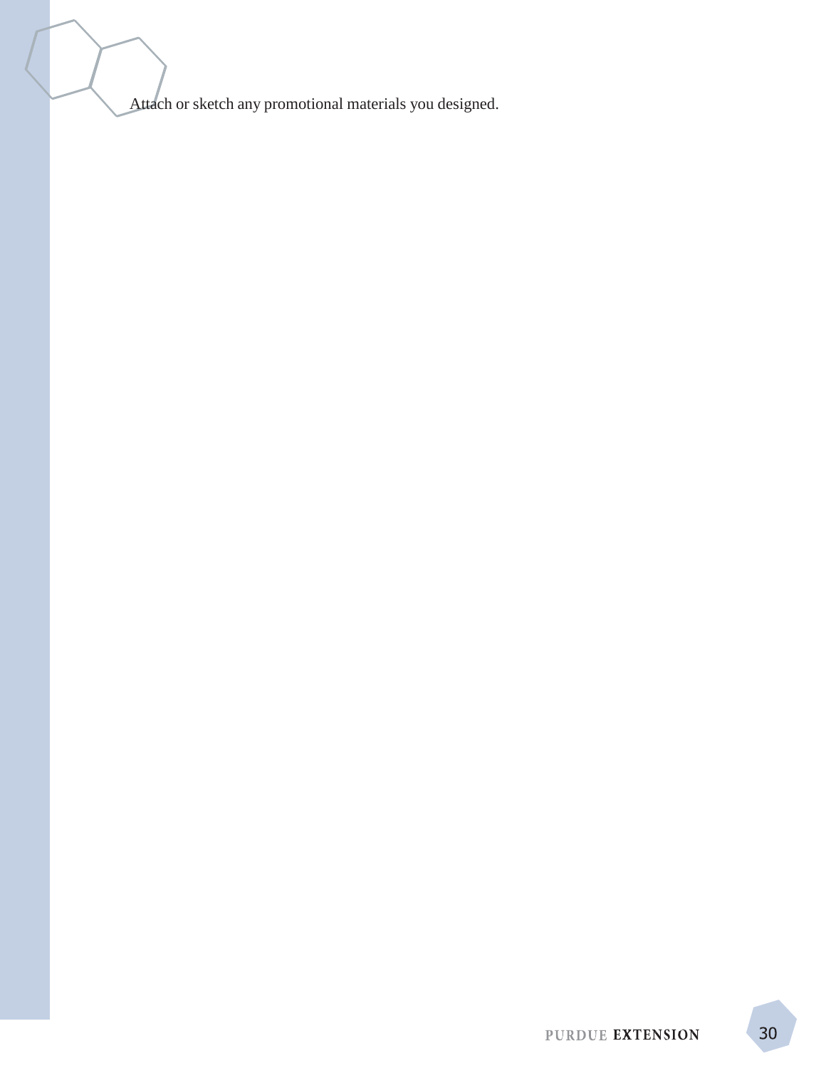Attach or sketch any promotional materials you designed.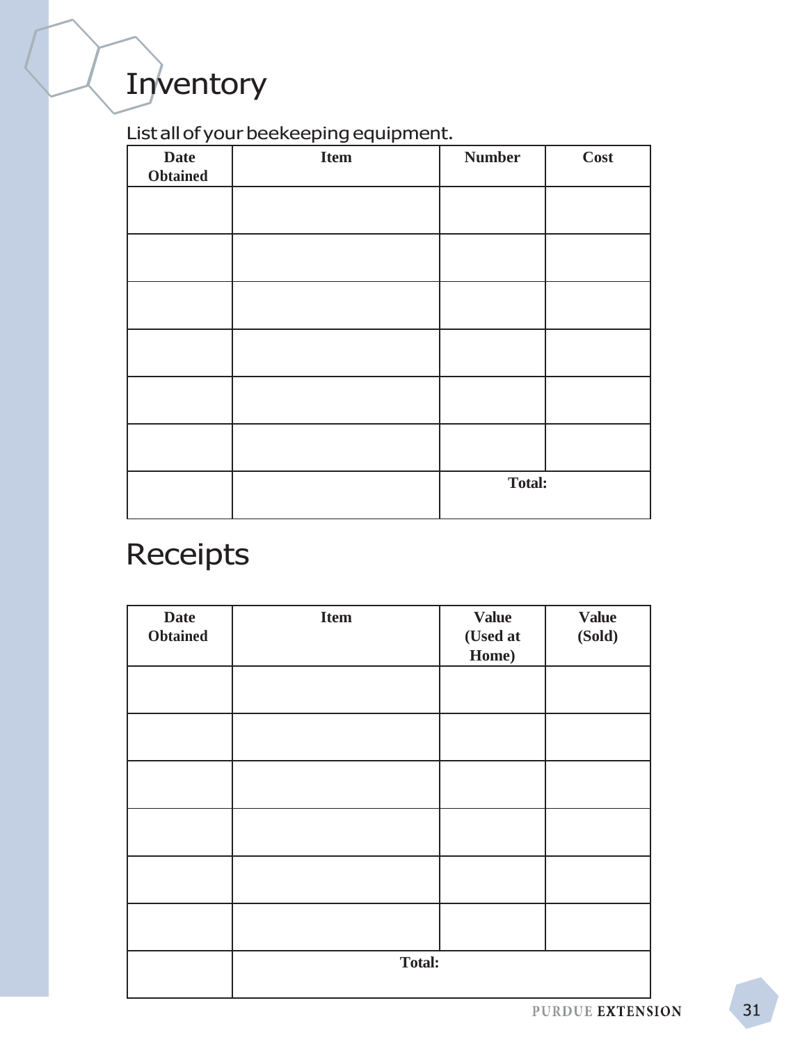# Inventory

List all of your beekeeping equipment.

| Date Obtained | Item | Number | Cost |
|---|---|---|---|
| | | | |
| | | | |
| | | | |
| | | | |
| | | | |
| | | | |
| | | Total: | |

# Receipts

| Date Obtained | Item | Value (Used at Home) | Value (Sold) |
|---|---|---|---|
| | | | |
| | | | |
| | | | |
| | | | |
| | | | |
| | | | |
| | Total: | | |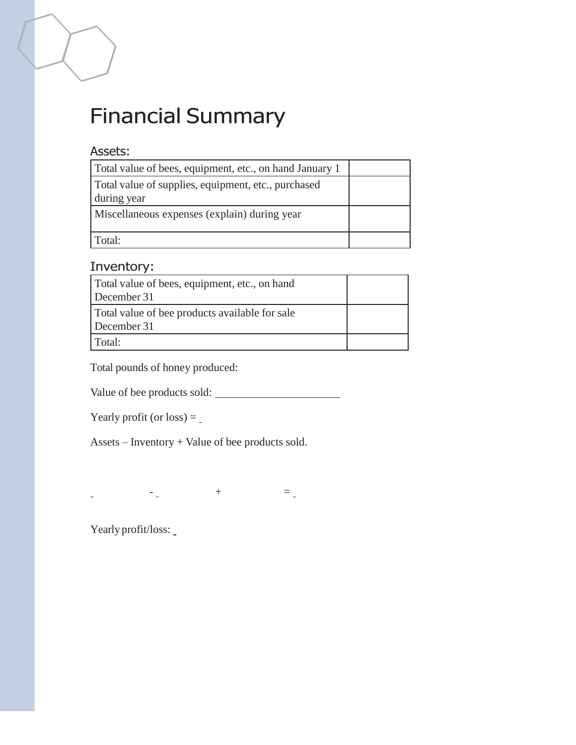# Financial Summary

### Assets:

| Total value of bees, equipment, etc., on hand January 1 | |
|---|---|
| Total value of supplies, equipment, etc., purchased during year | |
| Miscellaneous expenses (explain) during year | |
| Total: | |

### Inventory:

| Total value of bees, equipment, etc., on hand December 31 | |
|---|---|
| Total value of bee products available for sale December 31 | |
| Total: | |

Total pounds of honey produced:

Value of bee products sold: ______________________

Yearly profit (or loss) = _

Assets – Inventory + Value of bee products sold.

_ - _ + = _

Yearly profit/loss: _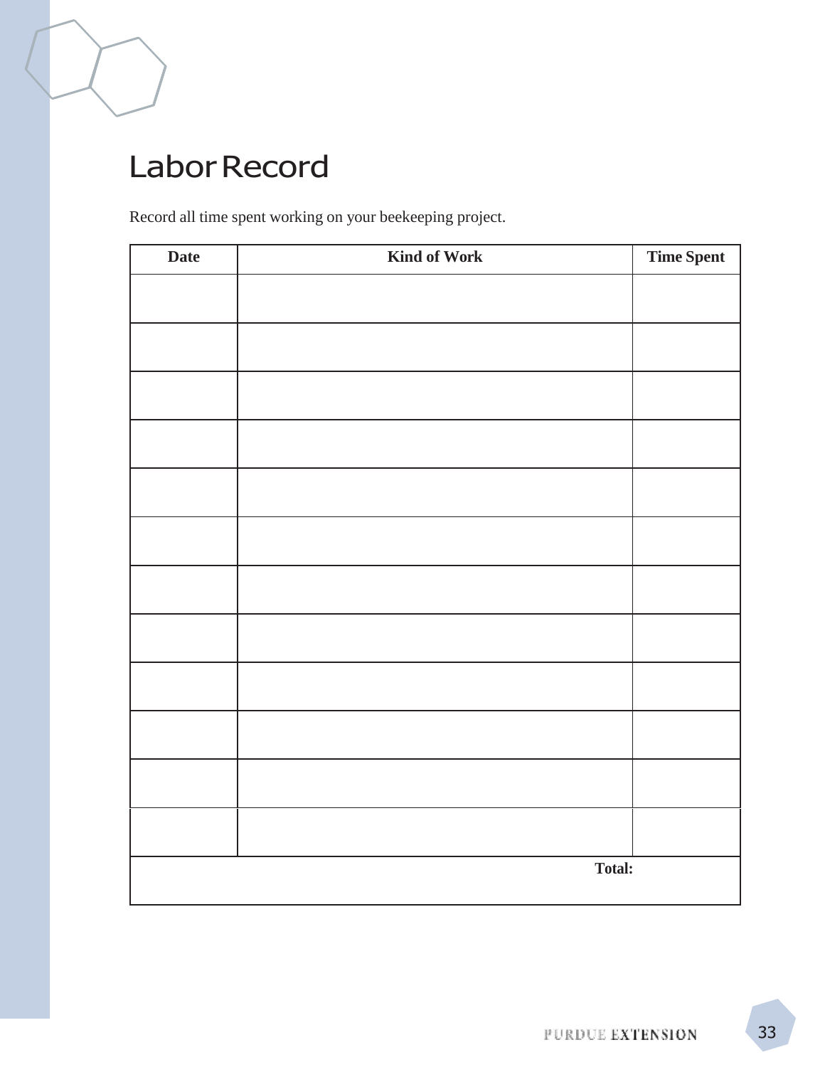# Labor Record

Record all time spent working on your beekeeping project.

| Date | Kind of Work | Time Spent |
|---|---|---|
| | | |
| | | |
| | | |
| | | |
| | | |
| | | |
| | | |
| | | |
| | | |
| | | |
| | | |
| | | |
| | **Total:** | |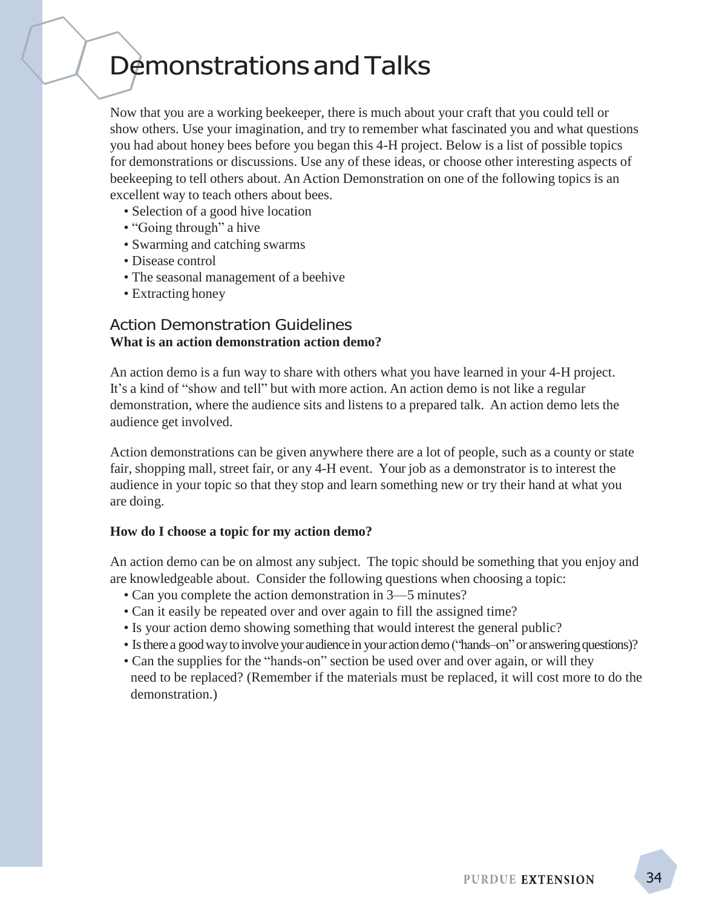# Demonstrations and Talks

Now that you are a working beekeeper, there is much about your craft that you could tell or show others. Use your imagination, and try to remember what fascinated you and what questions you had about honey bees before you began this 4-H project. Below is a list of possible topics for demonstrations or discussions. Use any of these ideas, or choose other interesting aspects of beekeeping to tell others about. An Action Demonstration on one of the following topics is an excellent way to teach others about bees.

- Selection of a good hive location
- "Going through" a hive
- Swarming and catching swarms
- Disease control
- The seasonal management of a beehive
- Extracting honey

## Action Demonstration Guidelines

**What is an action demonstration action demo?**

An action demo is a fun way to share with others what you have learned in your 4-H project. It's a kind of "show and tell" but with more action. An action demo is not like a regular demonstration, where the audience sits and listens to a prepared talk. An action demo lets the audience get involved.

Action demonstrations can be given anywhere there are a lot of people, such as a county or state fair, shopping mall, street fair, or any 4-H event. Your job as a demonstrator is to interest the audience in your topic so that they stop and learn something new or try their hand at what you are doing.

**How do I choose a topic for my action demo?**

An action demo can be on almost any subject. The topic should be something that you enjoy and are knowledgeable about. Consider the following questions when choosing a topic:

- Can you complete the action demonstration in 3—5 minutes?
- Can it easily be repeated over and over again to fill the assigned time?
- Is your action demo showing something that would interest the general public?
- Is there a good way to involve your audience in your action demo ("hands–on" or answering questions)?
- Can the supplies for the "hands-on" section be used over and over again, or will they need to be replaced? (Remember if the materials must be replaced, it will cost more to do the demonstration.)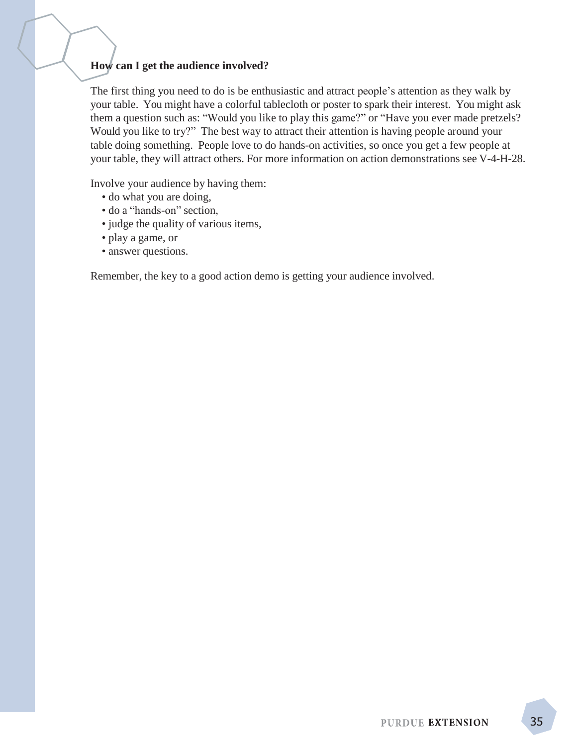**How can I get the audience involved?**

The first thing you need to do is be enthusiastic and attract people's attention as they walk by your table. You might have a colorful tablecloth or poster to spark their interest. You might ask them a question such as: "Would you like to play this game?" or "Have you ever made pretzels? Would you like to try?" The best way to attract their attention is having people around your table doing something. People love to do hands-on activities, so once you get a few people at your table, they will attract others. For more information on action demonstrations see V-4-H-28.

Involve your audience by having them:

- do what you are doing,
- do a "hands-on" section,
- judge the quality of various items,
- play a game, or
- answer questions.

Remember, the key to a good action demo is getting your audience involved.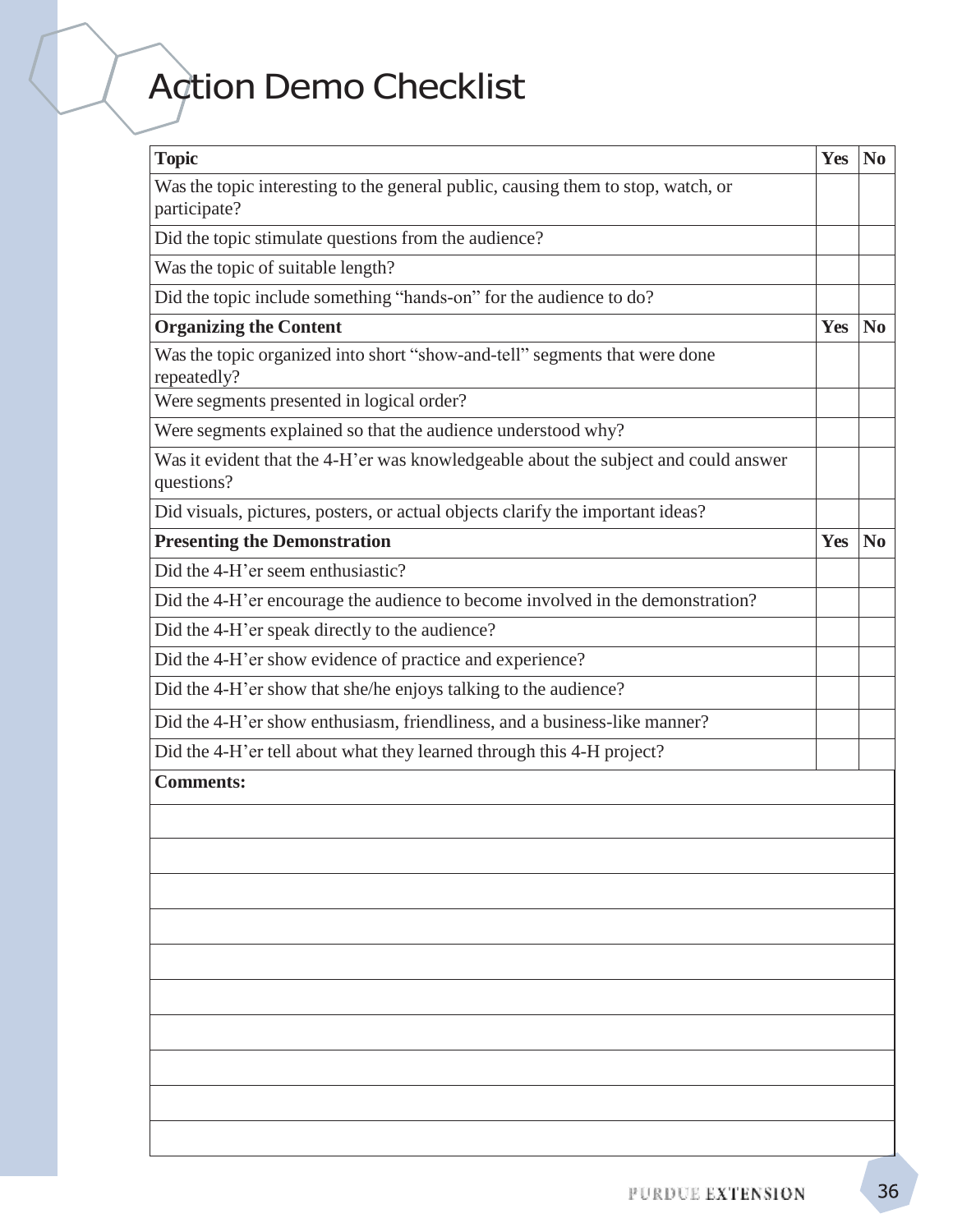# Action Demo Checklist

| Topic | Yes | No |
| --- | --- | --- |
| Was the topic interesting to the general public, causing them to stop, watch, or participate? | | |
| Did the topic stimulate questions from the audience? | | |
| Was the topic of suitable length? | | |
| Did the topic include something "hands-on" for the audience to do? | | |
| **Organizing the Content** | **Yes** | **No** |
| Was the topic organized into short "show-and-tell" segments that were done repeatedly? | | |
| Were segments presented in logical order? | | |
| Were segments explained so that the audience understood why? | | |
| Was it evident that the 4-H'er was knowledgeable about the subject and could answer questions? | | |
| Did visuals, pictures, posters, or actual objects clarify the important ideas? | | |
| **Presenting the Demonstration** | **Yes** | **No** |
| Did the 4-H'er seem enthusiastic? | | |
| Did the 4-H'er encourage the audience to become involved in the demonstration? | | |
| Did the 4-H'er speak directly to the audience? | | |
| Did the 4-H'er show evidence of practice and experience? | | |
| Did the 4-H'er show that she/he enjoys talking to the audience? | | |
| Did the 4-H'er show enthusiasm, friendliness, and a business-like manner? | | |
| Did the 4-H'er tell about what they learned through this 4-H project? | | |

**Comments:**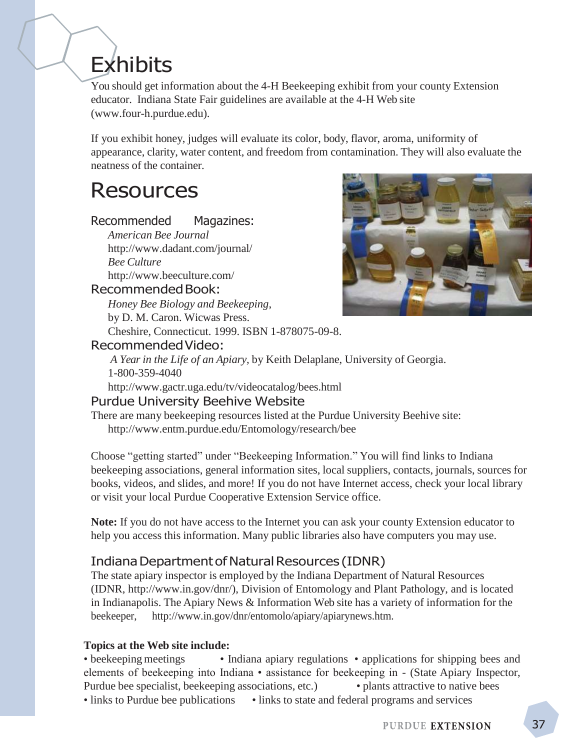# Exhibits

You should get information about the 4-H Beekeeping exhibit from your county Extension educator. Indiana State Fair guidelines are available at the 4-H Web site (www.four-h.purdue.edu).

If you exhibit honey, judges will evaluate its color, body, flavor, aroma, uniformity of appearance, clarity, water content, and freedom from contamination. They will also evaluate the neatness of the container.

# Resources

### Recommended Magazines:

*American Bee Journal*
http://www.dadant.com/journal/
*Bee Culture*
http://www.beeculture.com/

### Recommended Book:

*Honey Bee Biology and Beekeeping*,
by D. M. Caron. Wicwas Press.
Cheshire, Connecticut. 1999. ISBN 1-878075-09-8.

### Recommended Video:

*A Year in the Life of an Apiary*, by Keith Delaplane, University of Georgia.
1-800-359-4040
http://www.gactr.uga.edu/tv/videocatalog/bees.html

### Purdue University Beehive Website

There are many beekeeping resources listed at the Purdue University Beehive site:
http://www.entm.purdue.edu/Entomology/research/bee

Choose "getting started" under "Beekeeping Information." You will find links to Indiana beekeeping associations, general information sites, local suppliers, contacts, journals, sources for books, videos, and slides, and more! If you do not have Internet access, check your local library or visit your local Purdue Cooperative Extension Service office.

**Note:** If you do not have access to the Internet you can ask your county Extension educator to help you access this information. Many public libraries also have computers you may use.

### Indiana Department of Natural Resources (IDNR)

The state apiary inspector is employed by the Indiana Department of Natural Resources (IDNR, http://www.in.gov/dnr/), Division of Entomology and Plant Pathology, and is located in Indianapolis. The Apiary News & Information Web site has a variety of information for the beekeeper, http://www.in.gov/dnr/entomolo/apiary/apiarynews.htm.

**Topics at the Web site include:**

- beekeeping meetings
- Indiana apiary regulations
- applications for shipping bees and elements of beekeeping into Indiana
- assistance for beekeeping in - (State Apiary Inspector, Purdue bee specialist, beekeeping associations, etc.)
- plants attractive to native bees
- links to Purdue bee publications
- links to state and federal programs and services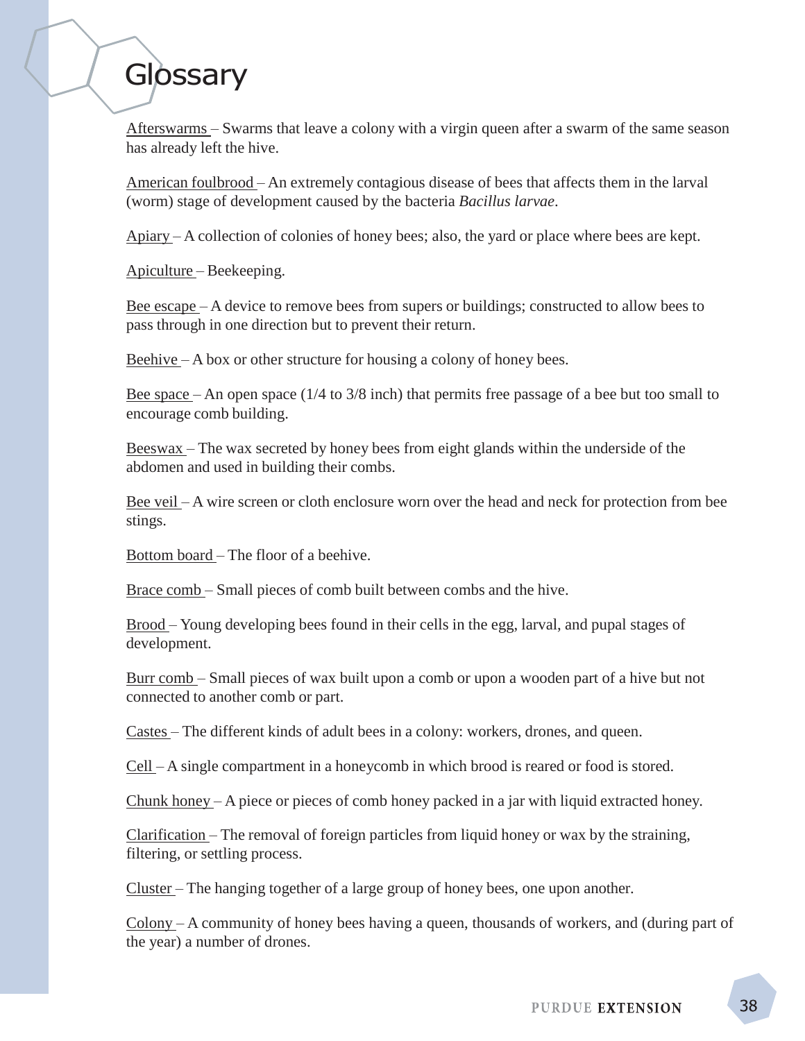# Glossary

Afterswarms – Swarms that leave a colony with a virgin queen after a swarm of the same season has already left the hive.

American foulbrood – An extremely contagious disease of bees that affects them in the larval (worm) stage of development caused by the bacteria *Bacillus larvae*.

Apiary – A collection of colonies of honey bees; also, the yard or place where bees are kept.

Apiculture – Beekeeping.

Bee escape – A device to remove bees from supers or buildings; constructed to allow bees to pass through in one direction but to prevent their return.

Beehive – A box or other structure for housing a colony of honey bees.

Bee space – An open space (1/4 to 3/8 inch) that permits free passage of a bee but too small to encourage comb building.

Beeswax – The wax secreted by honey bees from eight glands within the underside of the abdomen and used in building their combs.

Bee veil – A wire screen or cloth enclosure worn over the head and neck for protection from bee stings.

Bottom board – The floor of a beehive.

Brace comb – Small pieces of comb built between combs and the hive.

Brood – Young developing bees found in their cells in the egg, larval, and pupal stages of development.

Burr comb – Small pieces of wax built upon a comb or upon a wooden part of a hive but not connected to another comb or part.

Castes – The different kinds of adult bees in a colony: workers, drones, and queen.

Cell – A single compartment in a honeycomb in which brood is reared or food is stored.

Chunk honey – A piece or pieces of comb honey packed in a jar with liquid extracted honey.

Clarification – The removal of foreign particles from liquid honey or wax by the straining, filtering, or settling process.

Cluster – The hanging together of a large group of honey bees, one upon another.

Colony – A community of honey bees having a queen, thousands of workers, and (during part of the year) a number of drones.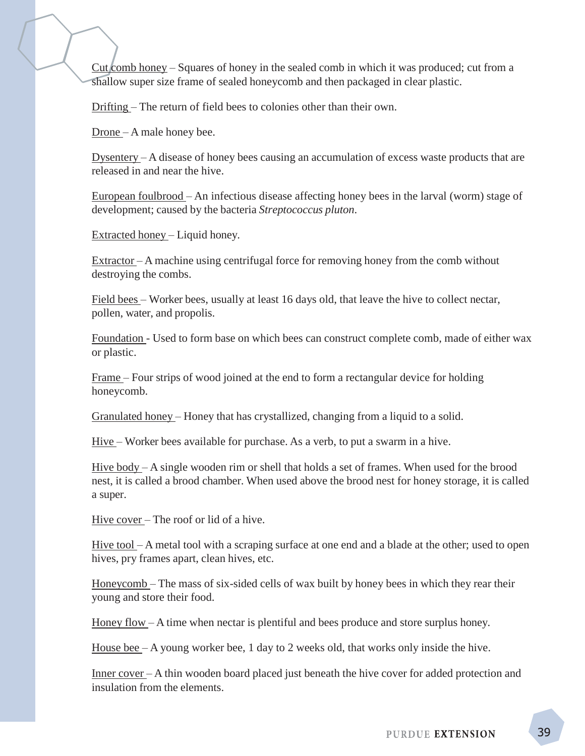Cut comb honey – Squares of honey in the sealed comb in which it was produced; cut from a shallow super size frame of sealed honeycomb and then packaged in clear plastic.

Drifting – The return of field bees to colonies other than their own.

Drone – A male honey bee.

Dysentery – A disease of honey bees causing an accumulation of excess waste products that are released in and near the hive.

European foulbrood – An infectious disease affecting honey bees in the larval (worm) stage of development; caused by the bacteria *Streptococcus pluton*.

Extracted honey – Liquid honey.

Extractor – A machine using centrifugal force for removing honey from the comb without destroying the combs.

Field bees – Worker bees, usually at least 16 days old, that leave the hive to collect nectar, pollen, water, and propolis.

Foundation - Used to form base on which bees can construct complete comb, made of either wax or plastic.

Frame – Four strips of wood joined at the end to form a rectangular device for holding honeycomb.

Granulated honey – Honey that has crystallized, changing from a liquid to a solid.

Hive – Worker bees available for purchase. As a verb, to put a swarm in a hive.

Hive body – A single wooden rim or shell that holds a set of frames. When used for the brood nest, it is called a brood chamber. When used above the brood nest for honey storage, it is called a super.

Hive cover – The roof or lid of a hive.

Hive tool – A metal tool with a scraping surface at one end and a blade at the other; used to open hives, pry frames apart, clean hives, etc.

Honeycomb – The mass of six-sided cells of wax built by honey bees in which they rear their young and store their food.

Honey flow – A time when nectar is plentiful and bees produce and store surplus honey.

House bee – A young worker bee, 1 day to 2 weeks old, that works only inside the hive.

Inner cover – A thin wooden board placed just beneath the hive cover for added protection and insulation from the elements.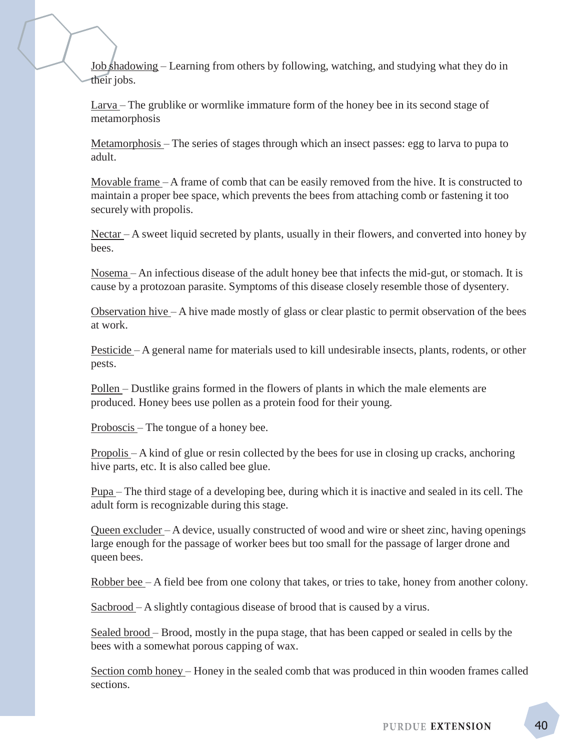Job shadowing – Learning from others by following, watching, and studying what they do in their jobs.

Larva – The grublike or wormlike immature form of the honey bee in its second stage of metamorphosis

Metamorphosis – The series of stages through which an insect passes: egg to larva to pupa to adult.

Movable frame – A frame of comb that can be easily removed from the hive. It is constructed to maintain a proper bee space, which prevents the bees from attaching comb or fastening it too securely with propolis.

Nectar – A sweet liquid secreted by plants, usually in their flowers, and converted into honey by bees.

Nosema – An infectious disease of the adult honey bee that infects the mid-gut, or stomach. It is cause by a protozoan parasite. Symptoms of this disease closely resemble those of dysentery.

Observation hive – A hive made mostly of glass or clear plastic to permit observation of the bees at work.

Pesticide – A general name for materials used to kill undesirable insects, plants, rodents, or other pests.

Pollen – Dustlike grains formed in the flowers of plants in which the male elements are produced. Honey bees use pollen as a protein food for their young.

Proboscis – The tongue of a honey bee.

Propolis – A kind of glue or resin collected by the bees for use in closing up cracks, anchoring hive parts, etc. It is also called bee glue.

Pupa – The third stage of a developing bee, during which it is inactive and sealed in its cell. The adult form is recognizable during this stage.

Queen excluder – A device, usually constructed of wood and wire or sheet zinc, having openings large enough for the passage of worker bees but too small for the passage of larger drone and queen bees.

Robber bee – A field bee from one colony that takes, or tries to take, honey from another colony.

Sacbrood – A slightly contagious disease of brood that is caused by a virus.

Sealed brood – Brood, mostly in the pupa stage, that has been capped or sealed in cells by the bees with a somewhat porous capping of wax.

Section comb honey – Honey in the sealed comb that was produced in thin wooden frames called sections.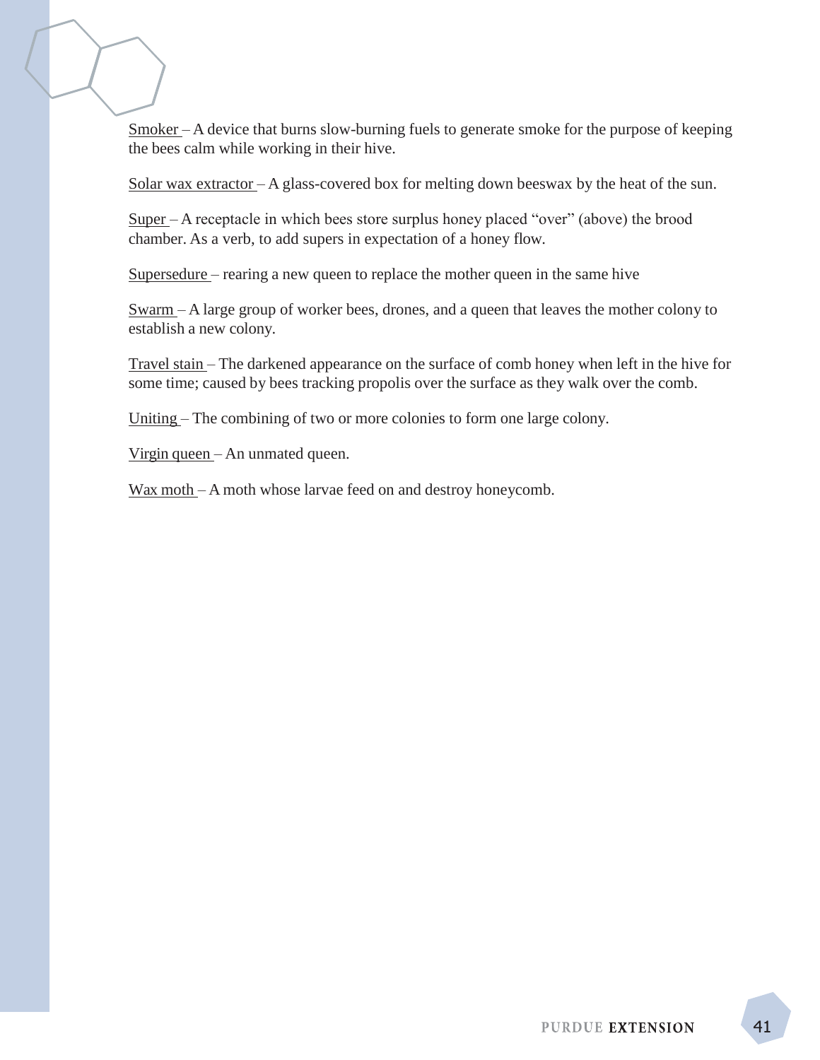Smoker – A device that burns slow-burning fuels to generate smoke for the purpose of keeping the bees calm while working in their hive.

Solar wax extractor – A glass-covered box for melting down beeswax by the heat of the sun.

Super – A receptacle in which bees store surplus honey placed "over" (above) the brood chamber. As a verb, to add supers in expectation of a honey flow.

Supersedure – rearing a new queen to replace the mother queen in the same hive

Swarm – A large group of worker bees, drones, and a queen that leaves the mother colony to establish a new colony.

Travel stain – The darkened appearance on the surface of comb honey when left in the hive for some time; caused by bees tracking propolis over the surface as they walk over the comb.

Uniting – The combining of two or more colonies to form one large colony.

Virgin queen – An unmated queen.

Wax moth – A moth whose larvae feed on and destroy honeycomb.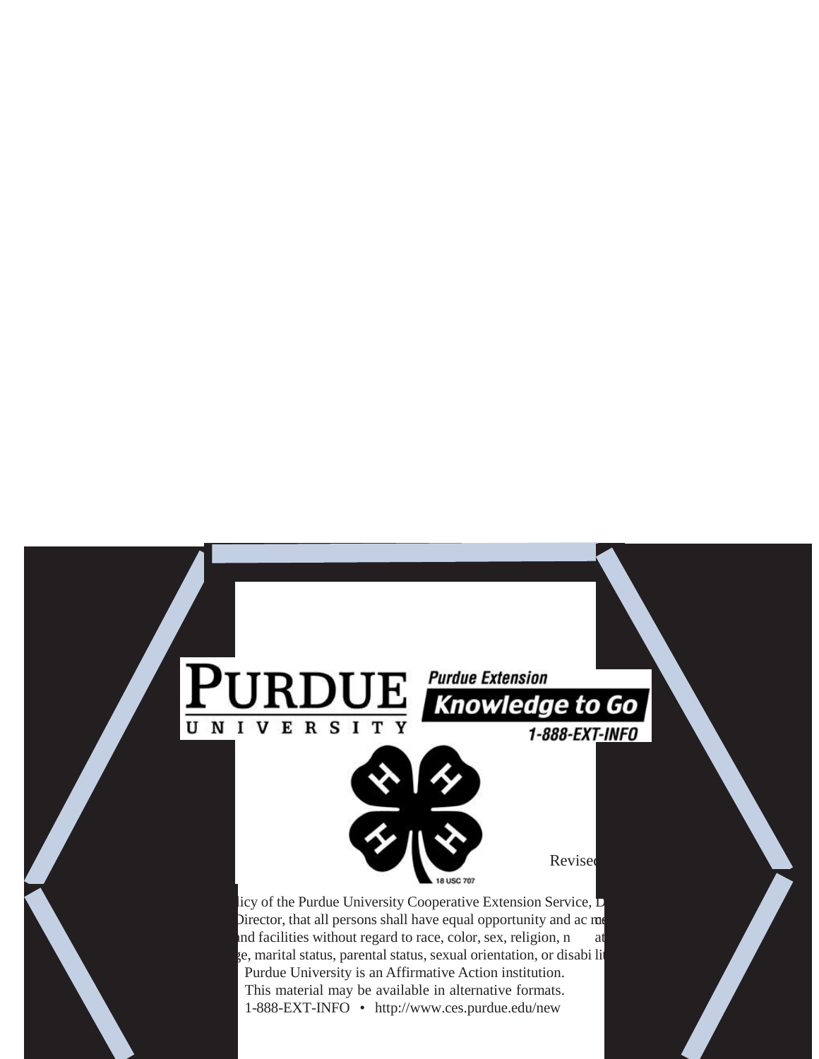PURDUE UNIVERSITY

Purdue Extension

Knowledge to Go

1-888-EXT-INFO

18 USC 707

Revised

licy of the Purdue University Cooperative Extension Service, D
Director, that all persons shall have equal opportunity and ac ne
nd facilities without regard to race, color, sex, religion, n at
ge, marital status, parental status, sexual orientation, or disabi lit

Purdue University is an Affirmative Action institution.

This material may be available in alternative formats.

1-888-EXT-INFO • http://www.ces.purdue.edu/new